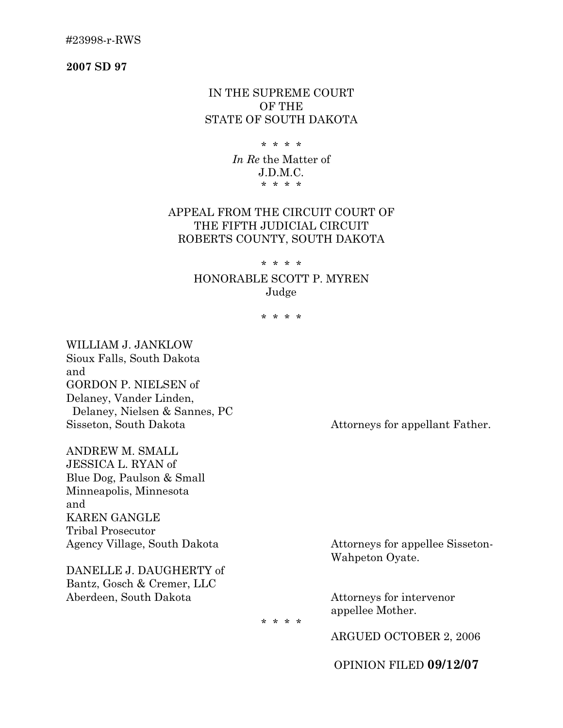#23998-r-RWS

**2007 SD 97**

IN THE SUPREME COURT
OF THE
STATE OF SOUTH DAKOTA

\* \* \* \*

*In Re* the Matter of
J.D.M.C.

\* \* \* \*

APPEAL FROM THE CIRCUIT COURT OF
THE FIFTH JUDICIAL CIRCUIT
ROBERTS COUNTY, SOUTH DAKOTA

\* \* \* \*

HONORABLE SCOTT P. MYREN
Judge

\* \* \* \*

WILLIAM J. JANKLOW
Sioux Falls, South Dakota
and
GORDON P. NIELSEN of
Delaney, Vander Linden,
Delaney, Nielsen & Sannes, PC
Sisseton, South Dakota — Attorneys for appellant Father.

ANDREW M. SMALL
JESSICA L. RYAN of
Blue Dog, Paulson & Small
Minneapolis, Minnesota
and
KAREN GANGLE
Tribal Prosecutor
Agency Village, South Dakota — Attorneys for appellee Sisseton-Wahpeton Oyate.

DANELLE J. DAUGHERTY of
Bantz, Gosch & Cremer, LLC
Aberdeen, South Dakota — Attorneys for intervenor appellee Mother.

\* \* \* \*

ARGUED OCTOBER 2, 2006

OPINION FILED **09/12/07**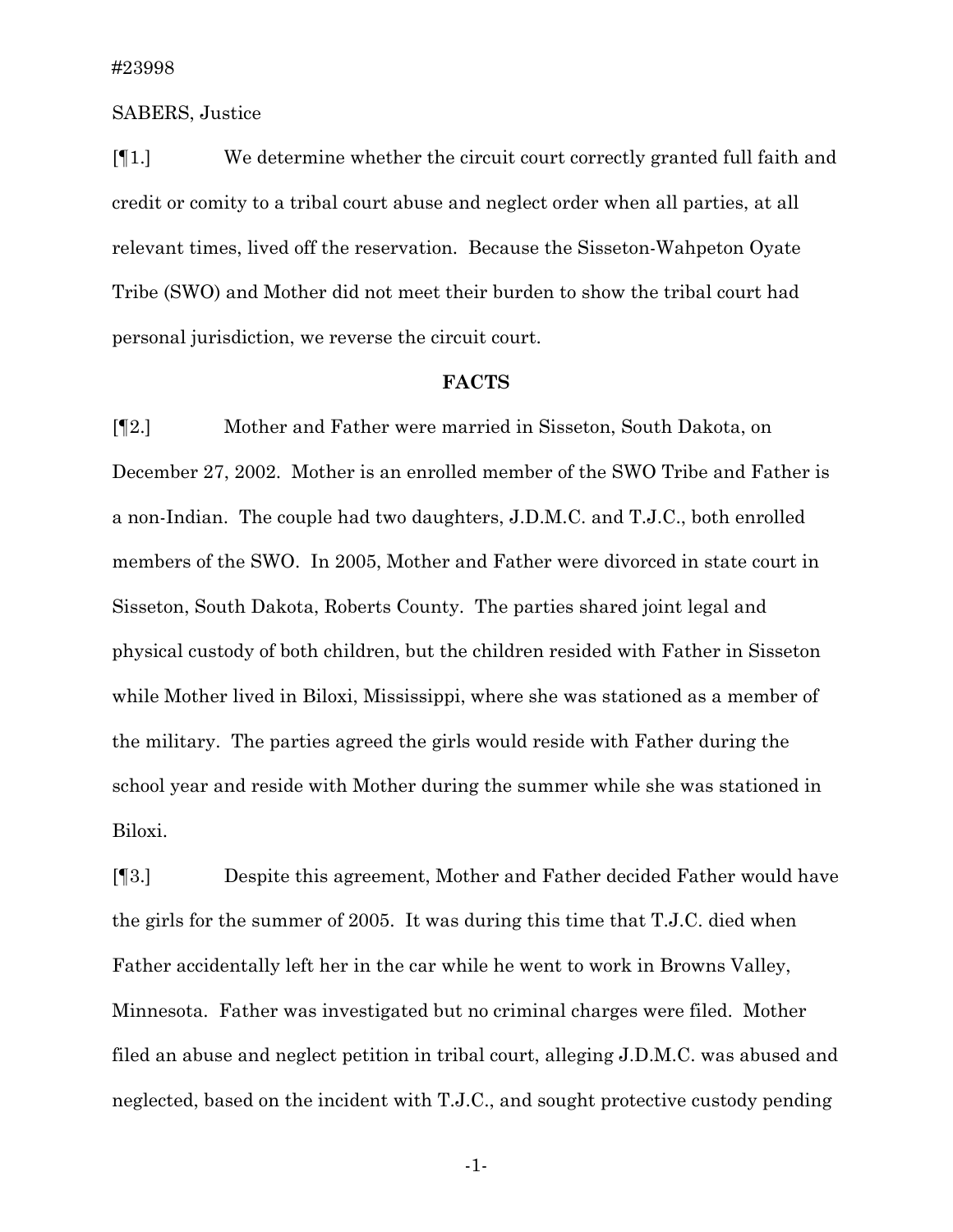#23998

SABERS, Justice

[¶1.] We determine whether the circuit court correctly granted full faith and credit or comity to a tribal court abuse and neglect order when all parties, at all relevant times, lived off the reservation. Because the Sisseton-Wahpeton Oyate Tribe (SWO) and Mother did not meet their burden to show the tribal court had personal jurisdiction, we reverse the circuit court.

**FACTS**

[¶2.] Mother and Father were married in Sisseton, South Dakota, on December 27, 2002. Mother is an enrolled member of the SWO Tribe and Father is a non-Indian. The couple had two daughters, J.D.M.C. and T.J.C., both enrolled members of the SWO. In 2005, Mother and Father were divorced in state court in Sisseton, South Dakota, Roberts County. The parties shared joint legal and physical custody of both children, but the children resided with Father in Sisseton while Mother lived in Biloxi, Mississippi, where she was stationed as a member of the military. The parties agreed the girls would reside with Father during the school year and reside with Mother during the summer while she was stationed in Biloxi.

[¶3.] Despite this agreement, Mother and Father decided Father would have the girls for the summer of 2005. It was during this time that T.J.C. died when Father accidentally left her in the car while he went to work in Browns Valley, Minnesota. Father was investigated but no criminal charges were filed. Mother filed an abuse and neglect petition in tribal court, alleging J.D.M.C. was abused and neglected, based on the incident with T.J.C., and sought protective custody pending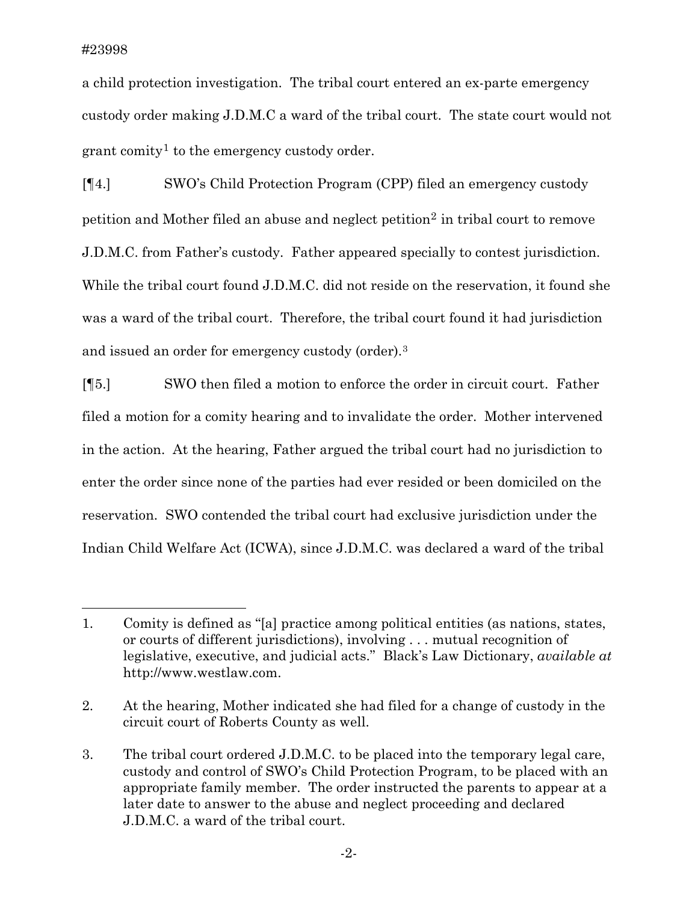a child protection investigation. The tribal court entered an ex-parte emergency custody order making J.D.M.C a ward of the tribal court. The state court would not grant comity[1] to the emergency custody order.

[¶4.] SWO's Child Protection Program (CPP) filed an emergency custody petition and Mother filed an abuse and neglect petition[2] in tribal court to remove J.D.M.C. from Father's custody. Father appeared specially to contest jurisdiction. While the tribal court found J.D.M.C. did not reside on the reservation, it found she was a ward of the tribal court. Therefore, the tribal court found it had jurisdiction and issued an order for emergency custody (order).[3]

[¶5.] SWO then filed a motion to enforce the order in circuit court. Father filed a motion for a comity hearing and to invalidate the order. Mother intervened in the action. At the hearing, Father argued the tribal court had no jurisdiction to enter the order since none of the parties had ever resided or been domiciled on the reservation. SWO contended the tribal court had exclusive jurisdiction under the Indian Child Welfare Act (ICWA), since J.D.M.C. was declared a ward of the tribal

---

1. Comity is defined as "[a] practice among political entities (as nations, states, or courts of different jurisdictions), involving . . . mutual recognition of legislative, executive, and judicial acts." Black's Law Dictionary, *available at* http://www.westlaw.com.

2. At the hearing, Mother indicated she had filed for a change of custody in the circuit court of Roberts County as well.

3. The tribal court ordered J.D.M.C. to be placed into the temporary legal care, custody and control of SWO's Child Protection Program, to be placed with an appropriate family member. The order instructed the parents to appear at a later date to answer to the abuse and neglect proceeding and declared J.D.M.C. a ward of the tribal court.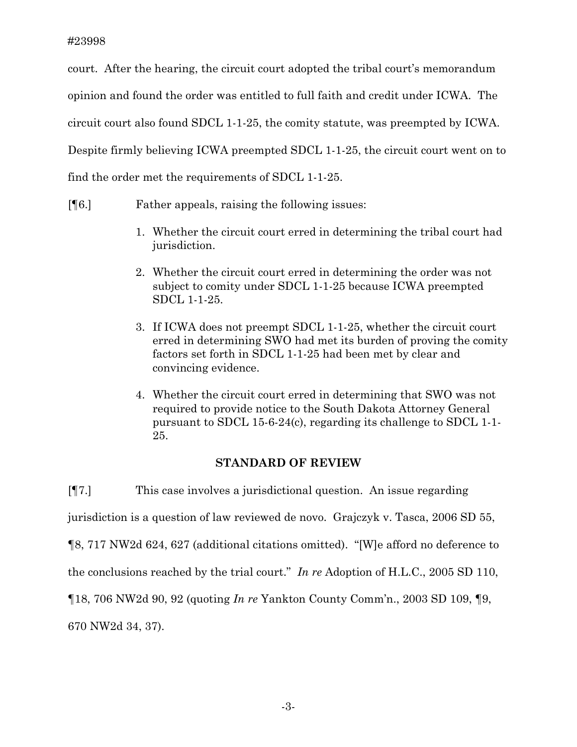court. After the hearing, the circuit court adopted the tribal court's memorandum opinion and found the order was entitled to full faith and credit under ICWA. The circuit court also found SDCL 1-1-25, the comity statute, was preempted by ICWA. Despite firmly believing ICWA preempted SDCL 1-1-25, the circuit court went on to find the order met the requirements of SDCL 1-1-25.

[¶6.] Father appeals, raising the following issues:

1. Whether the circuit court erred in determining the tribal court had jurisdiction.
2. Whether the circuit court erred in determining the order was not subject to comity under SDCL 1-1-25 because ICWA preempted SDCL 1-1-25.
3. If ICWA does not preempt SDCL 1-1-25, whether the circuit court erred in determining SWO had met its burden of proving the comity factors set forth in SDCL 1-1-25 had been met by clear and convincing evidence.
4. Whether the circuit court erred in determining that SWO was not required to provide notice to the South Dakota Attorney General pursuant to SDCL 15-6-24(c), regarding its challenge to SDCL 1-1-25.

## STANDARD OF REVIEW

[¶7.] This case involves a jurisdictional question. An issue regarding jurisdiction is a question of law reviewed de novo. Grajczyk v. Tasca, 2006 SD 55, ¶8, 717 NW2d 624, 627 (additional citations omitted). "[W]e afford no deference to the conclusions reached by the trial court." *In re* Adoption of H.L.C., 2005 SD 110, ¶18, 706 NW2d 90, 92 (quoting *In re* Yankton County Comm'n., 2003 SD 109, ¶9, 670 NW2d 34, 37).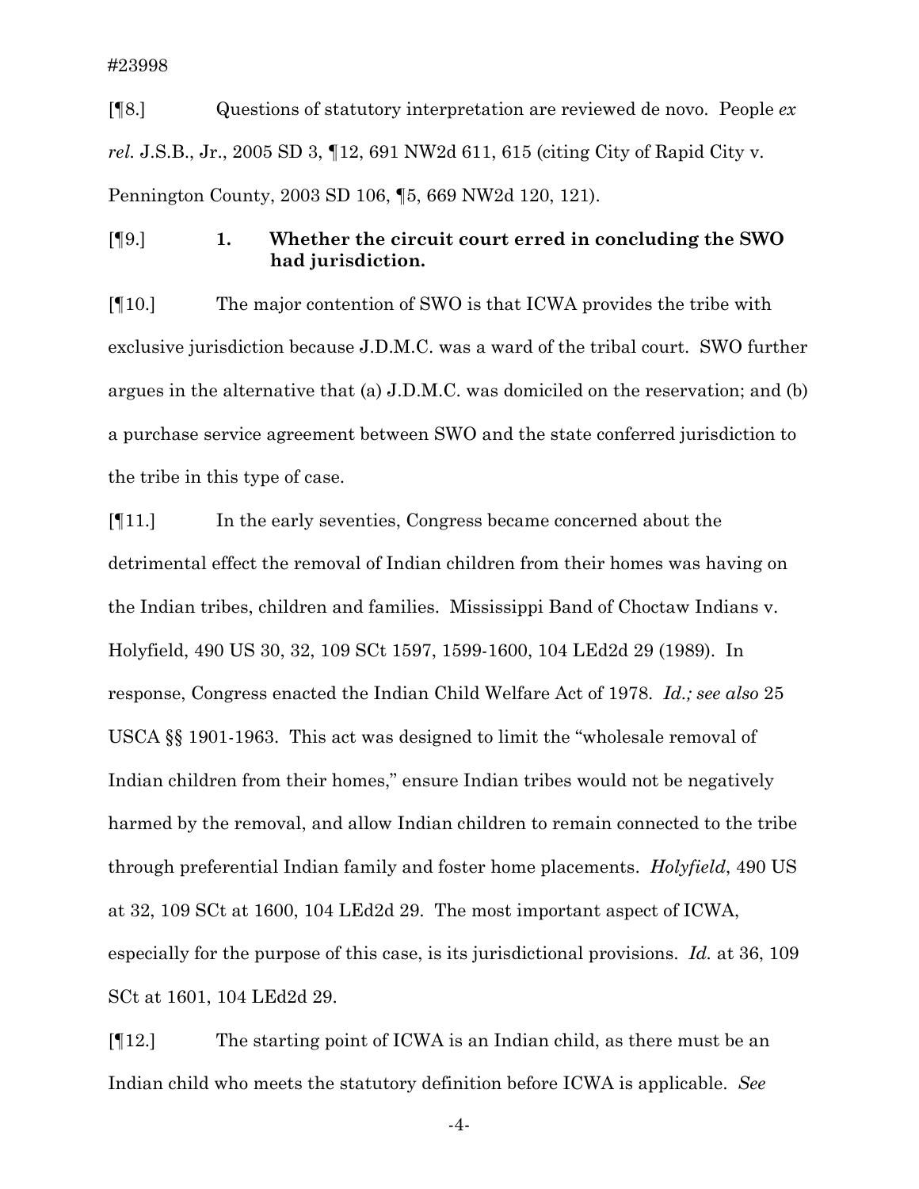#23998

[¶8.] Questions of statutory interpretation are reviewed de novo. People *ex rel.* J.S.B., Jr., 2005 SD 3, ¶12, 691 NW2d 611, 615 (citing City of Rapid City v. Pennington County, 2003 SD 106, ¶5, 669 NW2d 120, 121).

[¶9.] **1. Whether the circuit court erred in concluding the SWO had jurisdiction.**

[¶10.] The major contention of SWO is that ICWA provides the tribe with exclusive jurisdiction because J.D.M.C. was a ward of the tribal court. SWO further argues in the alternative that (a) J.D.M.C. was domiciled on the reservation; and (b) a purchase service agreement between SWO and the state conferred jurisdiction to the tribe in this type of case.

[¶11.] In the early seventies, Congress became concerned about the detrimental effect the removal of Indian children from their homes was having on the Indian tribes, children and families. Mississippi Band of Choctaw Indians v. Holyfield, 490 US 30, 32, 109 SCt 1597, 1599-1600, 104 LEd2d 29 (1989). In response, Congress enacted the Indian Child Welfare Act of 1978. *Id.; see also* 25 USCA §§ 1901-1963. This act was designed to limit the "wholesale removal of Indian children from their homes," ensure Indian tribes would not be negatively harmed by the removal, and allow Indian children to remain connected to the tribe through preferential Indian family and foster home placements. *Holyfield*, 490 US at 32, 109 SCt at 1600, 104 LEd2d 29. The most important aspect of ICWA, especially for the purpose of this case, is its jurisdictional provisions. *Id.* at 36, 109 SCt at 1601, 104 LEd2d 29.

[¶12.] The starting point of ICWA is an Indian child, as there must be an Indian child who meets the statutory definition before ICWA is applicable. *See*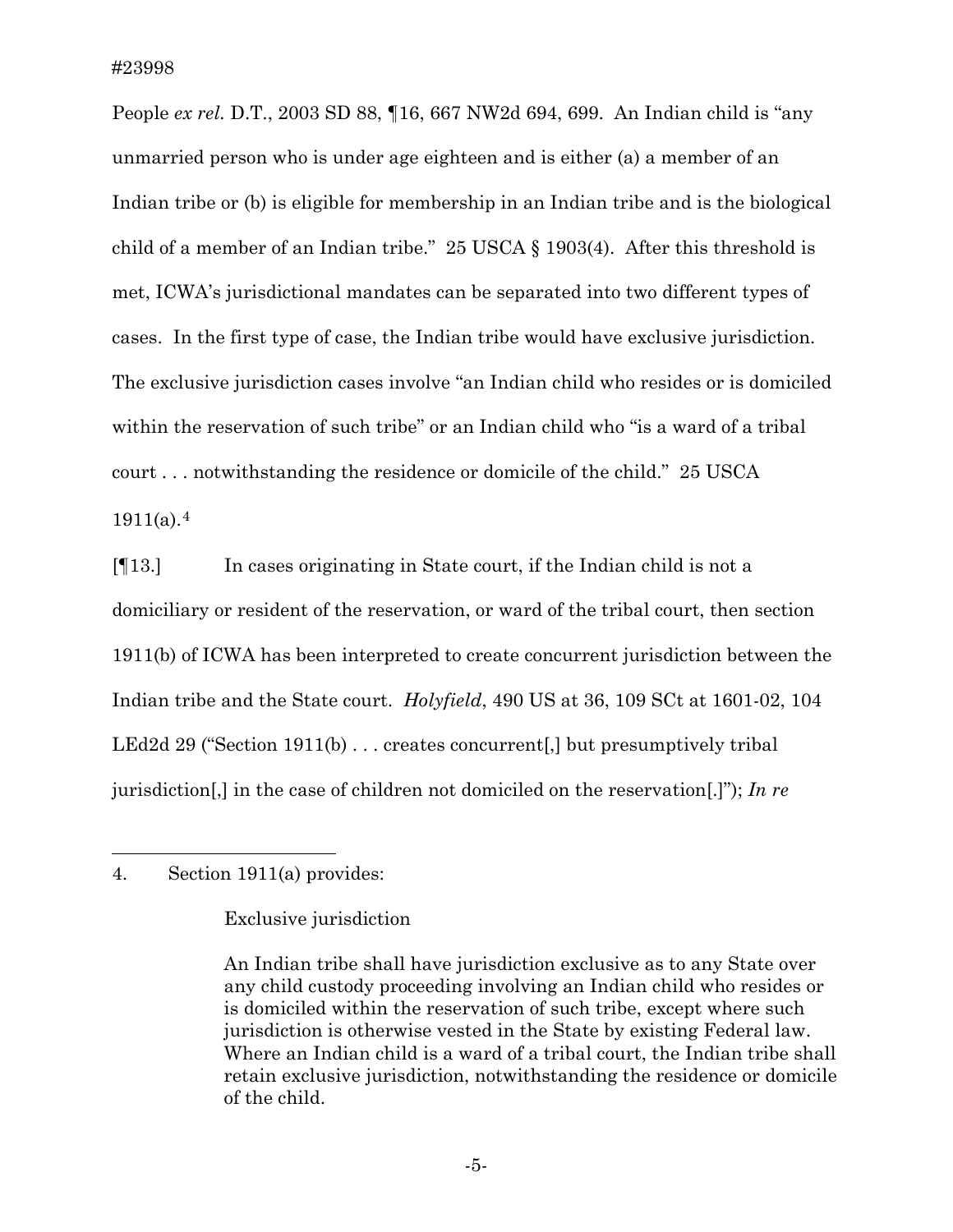People *ex rel.* D.T., 2003 SD 88, ¶16, 667 NW2d 694, 699. An Indian child is "any unmarried person who is under age eighteen and is either (a) a member of an Indian tribe or (b) is eligible for membership in an Indian tribe and is the biological child of a member of an Indian tribe." 25 USCA § 1903(4). After this threshold is met, ICWA's jurisdictional mandates can be separated into two different types of cases. In the first type of case, the Indian tribe would have exclusive jurisdiction. The exclusive jurisdiction cases involve "an Indian child who resides or is domiciled within the reservation of such tribe" or an Indian child who "is a ward of a tribal court . . . notwithstanding the residence or domicile of the child." 25 USCA 1911(a).[4]

[¶13.] In cases originating in State court, if the Indian child is not a domiciliary or resident of the reservation, or ward of the tribal court, then section 1911(b) of ICWA has been interpreted to create concurrent jurisdiction between the Indian tribe and the State court. *Holyfield*, 490 US at 36, 109 SCt at 1601-02, 104 LEd2d 29 ("Section 1911(b) . . . creates concurrent[,] but presumptively tribal jurisdiction[,] in the case of children not domiciled on the reservation[.]"); *In re*

---

4. Section 1911(a) provides:

> Exclusive jurisdiction
>
> An Indian tribe shall have jurisdiction exclusive as to any State over any child custody proceeding involving an Indian child who resides or is domiciled within the reservation of such tribe, except where such jurisdiction is otherwise vested in the State by existing Federal law. Where an Indian child is a ward of a tribal court, the Indian tribe shall retain exclusive jurisdiction, notwithstanding the residence or domicile of the child.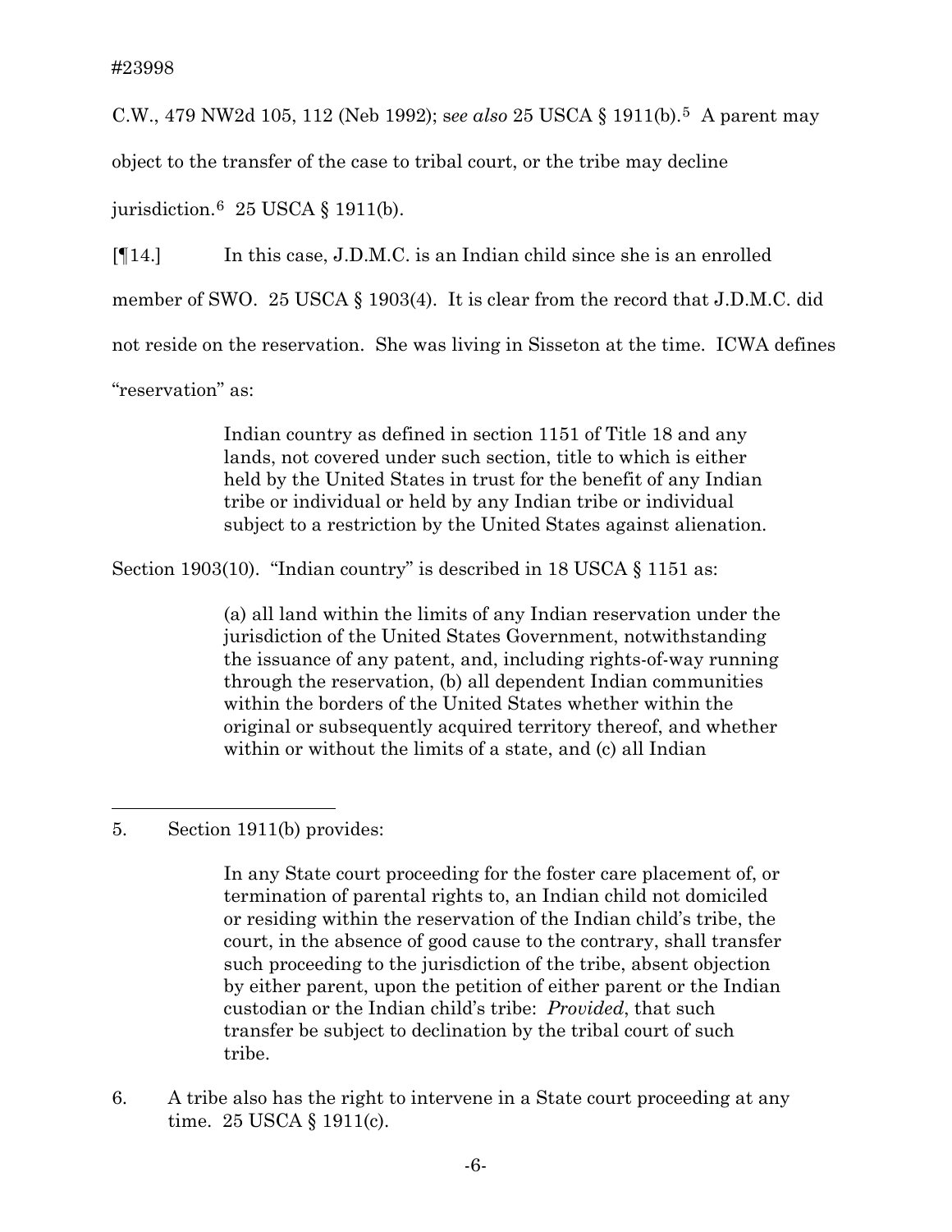C.W., 479 NW2d 105, 112 (Neb 1992); *see also* 25 USCA § 1911(b).[5] A parent may object to the transfer of the case to tribal court, or the tribe may decline jurisdiction.[6] 25 USCA § 1911(b).

[¶14.] In this case, J.D.M.C. is an Indian child since she is an enrolled member of SWO. 25 USCA § 1903(4). It is clear from the record that J.D.M.C. did not reside on the reservation. She was living in Sisseton at the time. ICWA defines "reservation" as:

> Indian country as defined in section 1151 of Title 18 and any lands, not covered under such section, title to which is either held by the United States in trust for the benefit of any Indian tribe or individual or held by any Indian tribe or individual subject to a restriction by the United States against alienation.

Section 1903(10). "Indian country" is described in 18 USCA § 1151 as:

> (a) all land within the limits of any Indian reservation under the jurisdiction of the United States Government, notwithstanding the issuance of any patent, and, including rights-of-way running through the reservation, (b) all dependent Indian communities within the borders of the United States whether within the original or subsequently acquired territory thereof, and whether within or without the limits of a state, and (c) all Indian

---

5. Section 1911(b) provides:

> In any State court proceeding for the foster care placement of, or termination of parental rights to, an Indian child not domiciled or residing within the reservation of the Indian child's tribe, the court, in the absence of good cause to the contrary, shall transfer such proceeding to the jurisdiction of the tribe, absent objection by either parent, upon the petition of either parent or the Indian custodian or the Indian child's tribe: *Provided*, that such transfer be subject to declination by the tribal court of such tribe.

6. A tribe also has the right to intervene in a State court proceeding at any time. 25 USCA § 1911(c).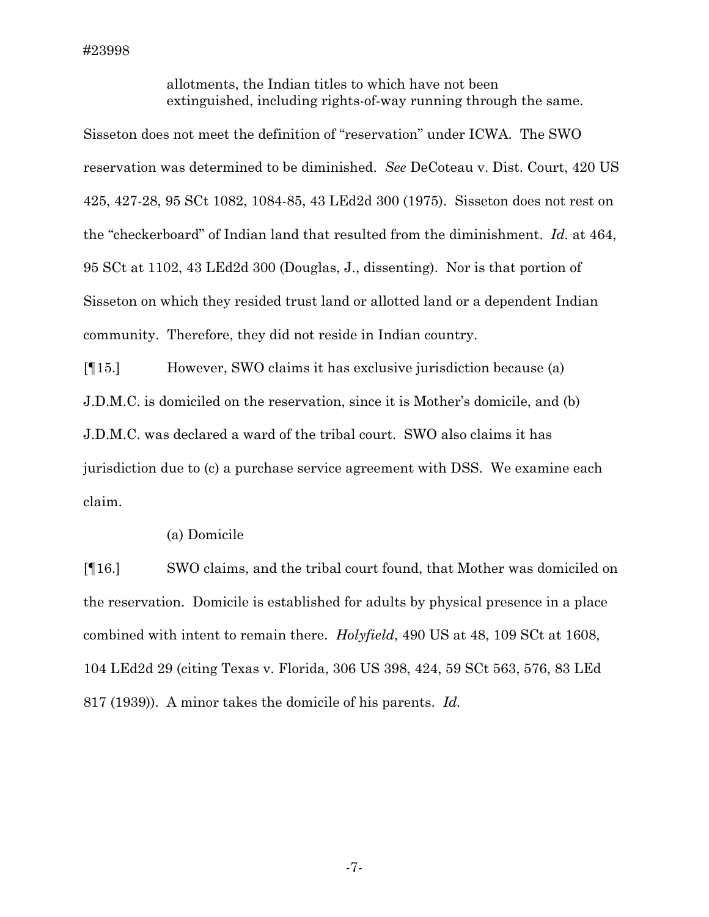> allotments, the Indian titles to which have not been extinguished, including rights-of-way running through the same.

Sisseton does not meet the definition of "reservation" under ICWA. The SWO reservation was determined to be diminished. *See* DeCoteau v. Dist. Court, 420 US 425, 427-28, 95 SCt 1082, 1084-85, 43 LEd2d 300 (1975). Sisseton does not rest on the "checkerboard" of Indian land that resulted from the diminishment. *Id.* at 464, 95 SCt at 1102, 43 LEd2d 300 (Douglas, J., dissenting). Nor is that portion of Sisseton on which they resided trust land or allotted land or a dependent Indian community. Therefore, they did not reside in Indian country.

[¶15.] However, SWO claims it has exclusive jurisdiction because (a) J.D.M.C. is domiciled on the reservation, since it is Mother's domicile, and (b) J.D.M.C. was declared a ward of the tribal court. SWO also claims it has jurisdiction due to (c) a purchase service agreement with DSS. We examine each claim.

(a) Domicile

[¶16.] SWO claims, and the tribal court found, that Mother was domiciled on the reservation. Domicile is established for adults by physical presence in a place combined with intent to remain there. *Holyfield*, 490 US at 48, 109 SCt at 1608, 104 LEd2d 29 (citing Texas v. Florida, 306 US 398, 424, 59 SCt 563, 576, 83 LEd 817 (1939)). A minor takes the domicile of his parents. *Id.*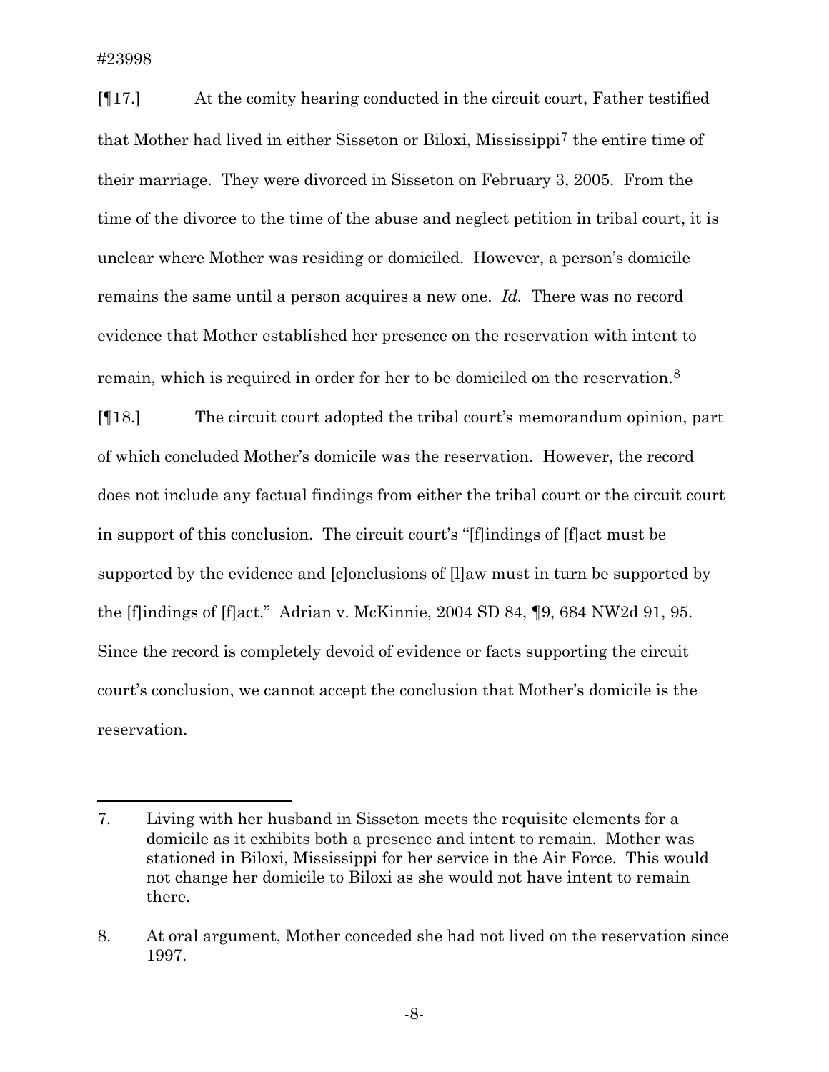[¶17.] At the comity hearing conducted in the circuit court, Father testified that Mother had lived in either Sisseton or Biloxi, Mississippi[7] the entire time of their marriage. They were divorced in Sisseton on February 3, 2005. From the time of the divorce to the time of the abuse and neglect petition in tribal court, it is unclear where Mother was residing or domiciled. However, a person's domicile remains the same until a person acquires a new one. *Id.* There was no record evidence that Mother established her presence on the reservation with intent to remain, which is required in order for her to be domiciled on the reservation.[8]

[¶18.] The circuit court adopted the tribal court's memorandum opinion, part of which concluded Mother's domicile was the reservation. However, the record does not include any factual findings from either the tribal court or the circuit court in support of this conclusion. The circuit court's "[f]indings of [f]act must be supported by the evidence and [c]onclusions of [l]aw must in turn be supported by the [f]indings of [f]act." Adrian v. McKinnie, 2004 SD 84, ¶9, 684 NW2d 91, 95. Since the record is completely devoid of evidence or facts supporting the circuit court's conclusion, we cannot accept the conclusion that Mother's domicile is the reservation.

---

7. Living with her husband in Sisseton meets the requisite elements for a domicile as it exhibits both a presence and intent to remain. Mother was stationed in Biloxi, Mississippi for her service in the Air Force. This would not change her domicile to Biloxi as she would not have intent to remain there.

8. At oral argument, Mother conceded she had not lived on the reservation since 1997.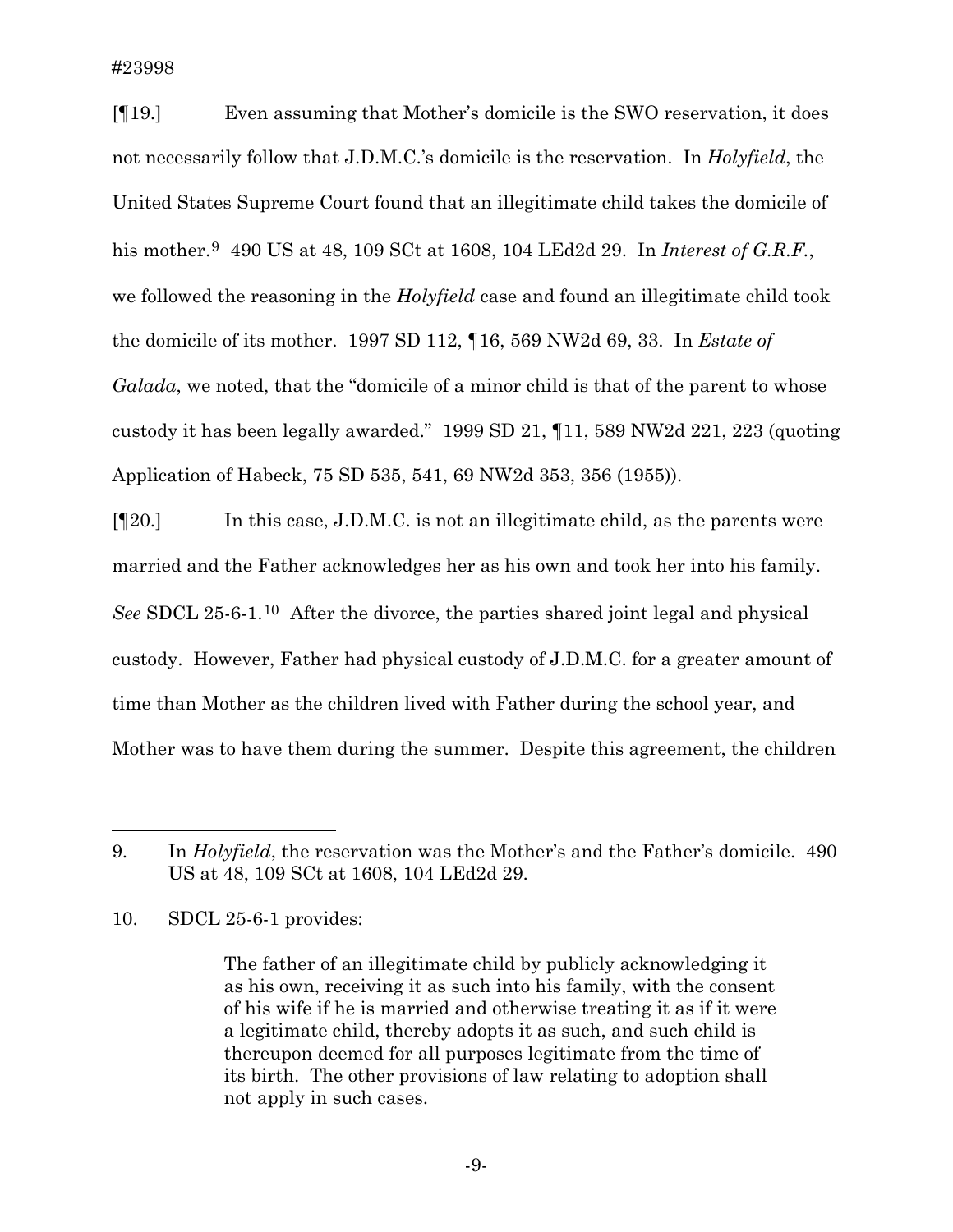[¶19.] Even assuming that Mother's domicile is the SWO reservation, it does not necessarily follow that J.D.M.C.'s domicile is the reservation. In *Holyfield*, the United States Supreme Court found that an illegitimate child takes the domicile of his mother.[9] 490 US at 48, 109 SCt at 1608, 104 LEd2d 29. In *Interest of G.R.F.*, we followed the reasoning in the *Holyfield* case and found an illegitimate child took the domicile of its mother. 1997 SD 112, ¶16, 569 NW2d 69, 33. In *Estate of Galada*, we noted, that the "domicile of a minor child is that of the parent to whose custody it has been legally awarded." 1999 SD 21, ¶11, 589 NW2d 221, 223 (quoting Application of Habeck, 75 SD 535, 541, 69 NW2d 353, 356 (1955)).

[¶20.] In this case, J.D.M.C. is not an illegitimate child, as the parents were married and the Father acknowledges her as his own and took her into his family. *See* SDCL 25-6-1.[10] After the divorce, the parties shared joint legal and physical custody. However, Father had physical custody of J.D.M.C. for a greater amount of time than Mother as the children lived with Father during the school year, and Mother was to have them during the summer. Despite this agreement, the children

---

9. In *Holyfield*, the reservation was the Mother's and the Father's domicile. 490 US at 48, 109 SCt at 1608, 104 LEd2d 29.

10. SDCL 25-6-1 provides:

> The father of an illegitimate child by publicly acknowledging it as his own, receiving it as such into his family, with the consent of his wife if he is married and otherwise treating it as if it were a legitimate child, thereby adopts it as such, and such child is thereupon deemed for all purposes legitimate from the time of its birth. The other provisions of law relating to adoption shall not apply in such cases.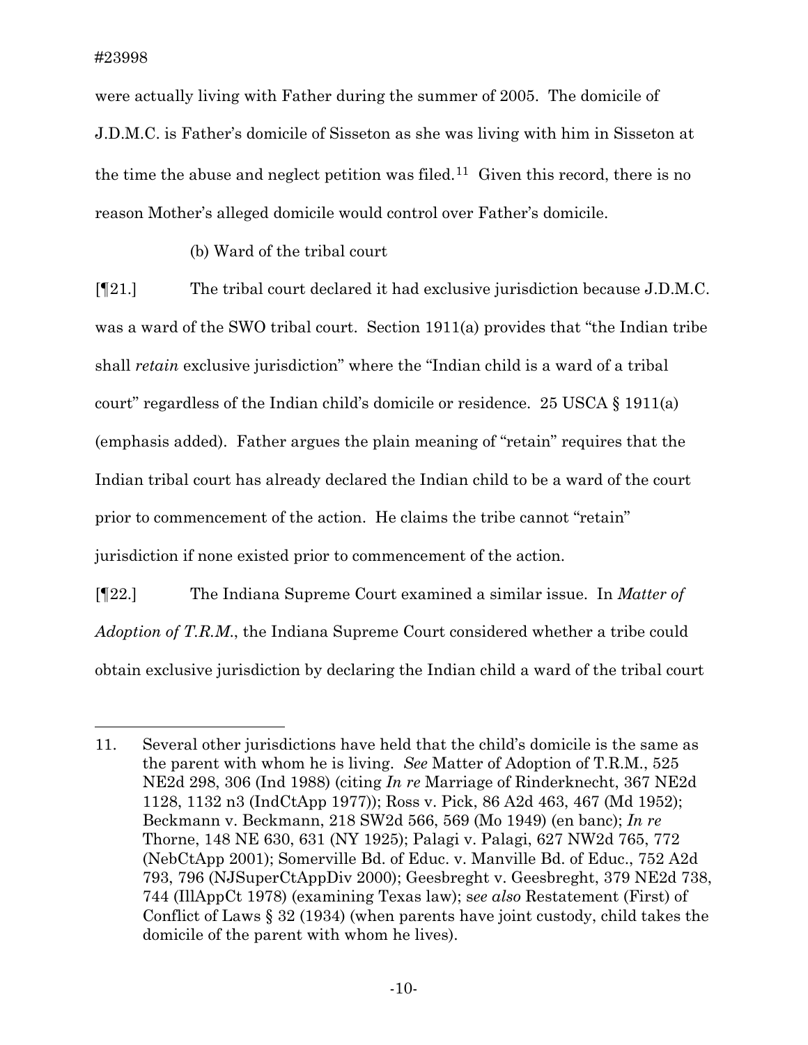were actually living with Father during the summer of 2005. The domicile of J.D.M.C. is Father's domicile of Sisseton as she was living with him in Sisseton at the time the abuse and neglect petition was filed.[11] Given this record, there is no reason Mother's alleged domicile would control over Father's domicile.

(b) Ward of the tribal court

[¶21.] The tribal court declared it had exclusive jurisdiction because J.D.M.C. was a ward of the SWO tribal court. Section 1911(a) provides that "the Indian tribe shall *retain* exclusive jurisdiction" where the "Indian child is a ward of a tribal court" regardless of the Indian child's domicile or residence. 25 USCA § 1911(a) (emphasis added). Father argues the plain meaning of "retain" requires that the Indian tribal court has already declared the Indian child to be a ward of the court prior to commencement of the action. He claims the tribe cannot "retain" jurisdiction if none existed prior to commencement of the action.

[¶22.] The Indiana Supreme Court examined a similar issue. In *Matter of Adoption of T.R.M.*, the Indiana Supreme Court considered whether a tribe could obtain exclusive jurisdiction by declaring the Indian child a ward of the tribal court

---

11. Several other jurisdictions have held that the child's domicile is the same as the parent with whom he is living. *See* Matter of Adoption of T.R.M., 525 NE2d 298, 306 (Ind 1988) (citing *In re* Marriage of Rinderknecht, 367 NE2d 1128, 1132 n3 (IndCtApp 1977)); Ross v. Pick, 86 A2d 463, 467 (Md 1952); Beckmann v. Beckmann, 218 SW2d 566, 569 (Mo 1949) (en banc); *In re* Thorne, 148 NE 630, 631 (NY 1925); Palagi v. Palagi, 627 NW2d 765, 772 (NebCtApp 2001); Somerville Bd. of Educ. v. Manville Bd. of Educ., 752 A2d 793, 796 (NJSuperCtAppDiv 2000); Geesbreght v. Geesbreght, 379 NE2d 738, 744 (IllAppCt 1978) (examining Texas law); s*ee also* Restatement (First) of Conflict of Laws § 32 (1934) (when parents have joint custody, child takes the domicile of the parent with whom he lives).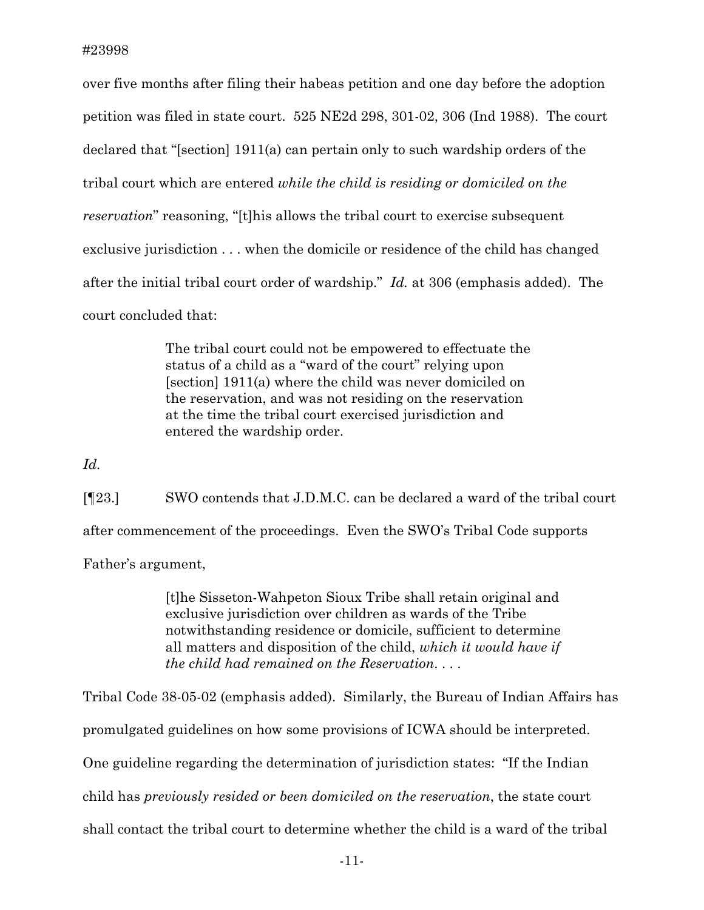over five months after filing their habeas petition and one day before the adoption petition was filed in state court. 525 NE2d 298, 301-02, 306 (Ind 1988). The court declared that "[section] 1911(a) can pertain only to such wardship orders of the tribal court which are entered *while the child is residing or domiciled on the reservation*" reasoning, "[t]his allows the tribal court to exercise subsequent exclusive jurisdiction . . . when the domicile or residence of the child has changed after the initial tribal court order of wardship." *Id.* at 306 (emphasis added). The court concluded that:

> The tribal court could not be empowered to effectuate the status of a child as a "ward of the court" relying upon [section] 1911(a) where the child was never domiciled on the reservation, and was not residing on the reservation at the time the tribal court exercised jurisdiction and entered the wardship order.

*Id.*

[¶23.] SWO contends that J.D.M.C. can be declared a ward of the tribal court after commencement of the proceedings. Even the SWO's Tribal Code supports Father's argument,

> [t]he Sisseton-Wahpeton Sioux Tribe shall retain original and exclusive jurisdiction over children as wards of the Tribe notwithstanding residence or domicile, sufficient to determine all matters and disposition of the child, *which it would have if the child had remained on the Reservation*. . . .

Tribal Code 38-05-02 (emphasis added). Similarly, the Bureau of Indian Affairs has promulgated guidelines on how some provisions of ICWA should be interpreted. One guideline regarding the determination of jurisdiction states: "If the Indian child has *previously resided or been domiciled on the reservation*, the state court shall contact the tribal court to determine whether the child is a ward of the tribal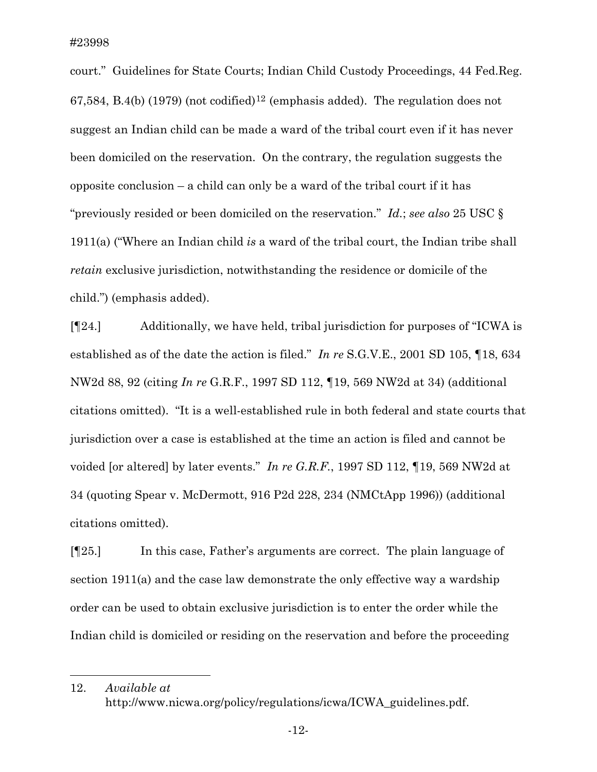court." Guidelines for State Courts; Indian Child Custody Proceedings, 44 Fed.Reg. 67,584, B.4(b) (1979) (not codified)[12] (emphasis added). The regulation does not suggest an Indian child can be made a ward of the tribal court even if it has never been domiciled on the reservation. On the contrary, the regulation suggests the opposite conclusion – a child can only be a ward of the tribal court if it has "previously resided or been domiciled on the reservation." *Id.*; *see also* 25 USC § 1911(a) ("Where an Indian child *is* a ward of the tribal court, the Indian tribe shall *retain* exclusive jurisdiction, notwithstanding the residence or domicile of the child.") (emphasis added).

[¶24.] Additionally, we have held, tribal jurisdiction for purposes of "ICWA is established as of the date the action is filed." *In re* S.G.V.E., 2001 SD 105, ¶18, 634 NW2d 88, 92 (citing *In re* G.R.F., 1997 SD 112, ¶19, 569 NW2d at 34) (additional citations omitted). "It is a well-established rule in both federal and state courts that jurisdiction over a case is established at the time an action is filed and cannot be voided [or altered] by later events." *In re G.R.F.*, 1997 SD 112, ¶19, 569 NW2d at 34 (quoting Spear v. McDermott, 916 P2d 228, 234 (NMCtApp 1996)) (additional citations omitted).

[¶25.] In this case, Father's arguments are correct. The plain language of section 1911(a) and the case law demonstrate the only effective way a wardship order can be used to obtain exclusive jurisdiction is to enter the order while the Indian child is domiciled or residing on the reservation and before the proceeding

---

12. *Available at* http://www.nicwa.org/policy/regulations/icwa/ICWA_guidelines.pdf.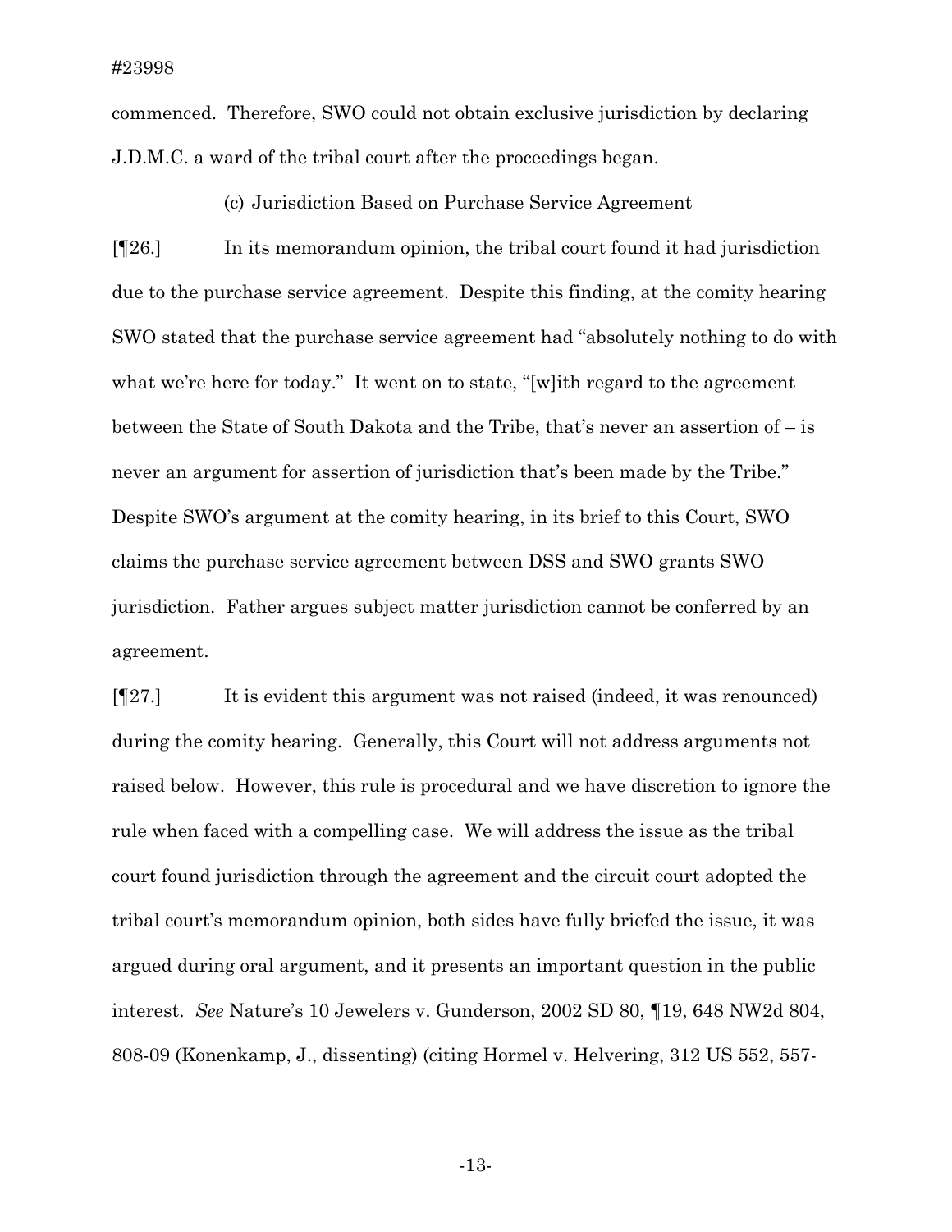commenced. Therefore, SWO could not obtain exclusive jurisdiction by declaring J.D.M.C. a ward of the tribal court after the proceedings began.

(c) Jurisdiction Based on Purchase Service Agreement

[¶26.] In its memorandum opinion, the tribal court found it had jurisdiction due to the purchase service agreement. Despite this finding, at the comity hearing SWO stated that the purchase service agreement had "absolutely nothing to do with what we're here for today." It went on to state, "[w]ith regard to the agreement between the State of South Dakota and the Tribe, that's never an assertion of – is never an argument for assertion of jurisdiction that's been made by the Tribe." Despite SWO's argument at the comity hearing, in its brief to this Court, SWO claims the purchase service agreement between DSS and SWO grants SWO jurisdiction. Father argues subject matter jurisdiction cannot be conferred by an agreement.

[¶27.] It is evident this argument was not raised (indeed, it was renounced) during the comity hearing. Generally, this Court will not address arguments not raised below. However, this rule is procedural and we have discretion to ignore the rule when faced with a compelling case. We will address the issue as the tribal court found jurisdiction through the agreement and the circuit court adopted the tribal court's memorandum opinion, both sides have fully briefed the issue, it was argued during oral argument, and it presents an important question in the public interest. *See* Nature's 10 Jewelers v. Gunderson, 2002 SD 80, ¶19, 648 NW2d 804, 808-09 (Konenkamp, J., dissenting) (citing Hormel v. Helvering, 312 US 552, 557-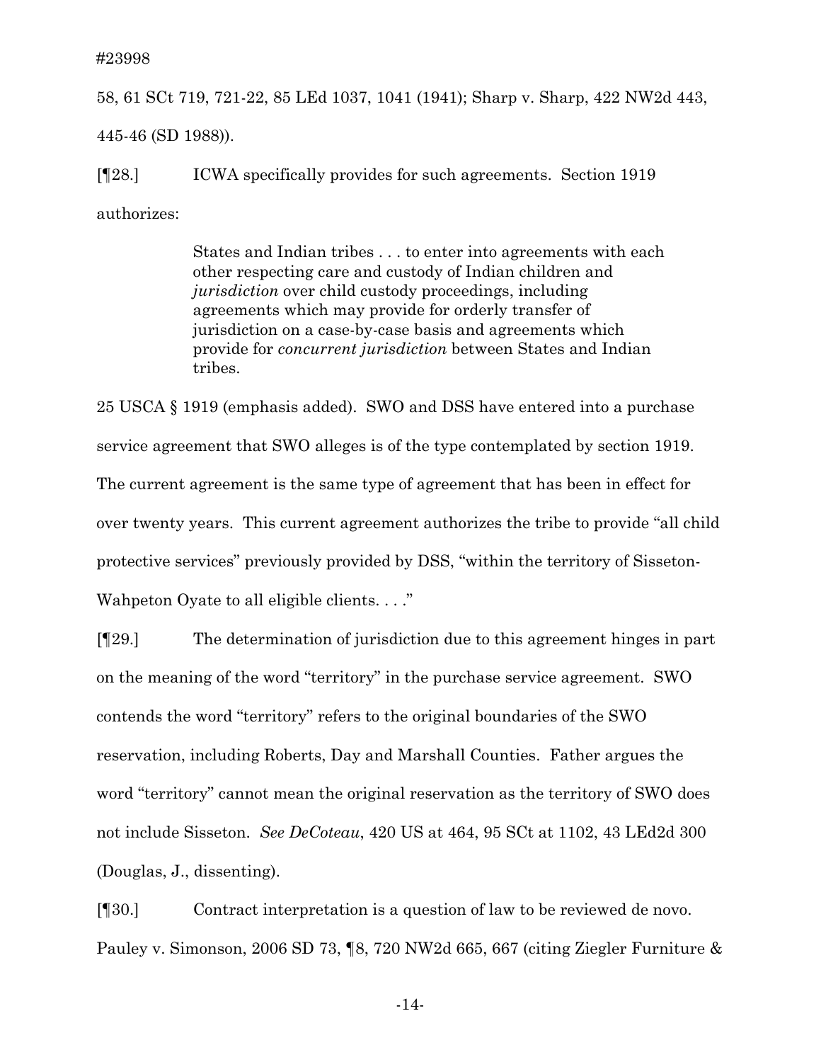58, 61 SCt 719, 721-22, 85 LEd 1037, 1041 (1941); Sharp v. Sharp, 422 NW2d 443, 445-46 (SD 1988)).

[¶28.] ICWA specifically provides for such agreements. Section 1919 authorizes:

> States and Indian tribes . . . to enter into agreements with each other respecting care and custody of Indian children and *jurisdiction* over child custody proceedings, including agreements which may provide for orderly transfer of jurisdiction on a case-by-case basis and agreements which provide for *concurrent jurisdiction* between States and Indian tribes.

25 USCA § 1919 (emphasis added). SWO and DSS have entered into a purchase service agreement that SWO alleges is of the type contemplated by section 1919. The current agreement is the same type of agreement that has been in effect for over twenty years. This current agreement authorizes the tribe to provide "all child protective services" previously provided by DSS, "within the territory of Sisseton-Wahpeton Oyate to all eligible clients. . . ."

[¶29.] The determination of jurisdiction due to this agreement hinges in part on the meaning of the word "territory" in the purchase service agreement. SWO contends the word "territory" refers to the original boundaries of the SWO reservation, including Roberts, Day and Marshall Counties. Father argues the word "territory" cannot mean the original reservation as the territory of SWO does not include Sisseton. *See DeCoteau*, 420 US at 464, 95 SCt at 1102, 43 LEd2d 300 (Douglas, J., dissenting).

[¶30.] Contract interpretation is a question of law to be reviewed de novo. Pauley v. Simonson, 2006 SD 73, ¶8, 720 NW2d 665, 667 (citing Ziegler Furniture &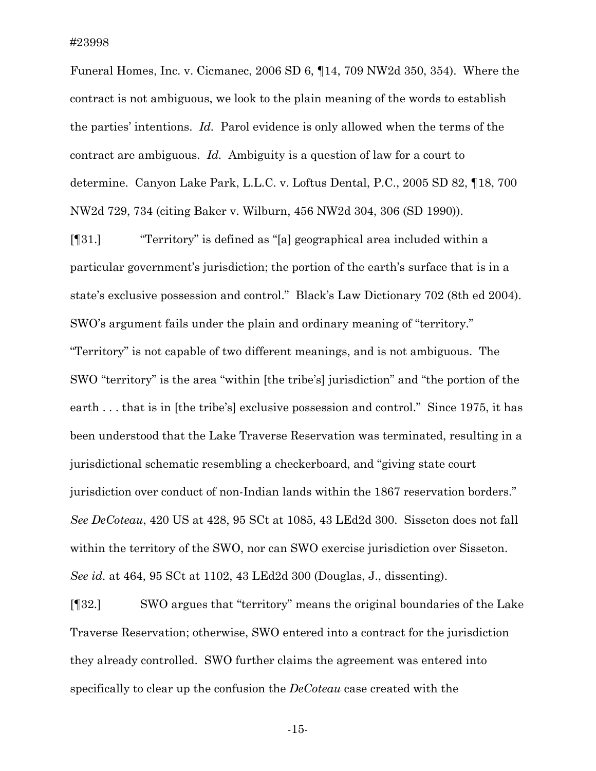Funeral Homes, Inc. v. Cicmanec, 2006 SD 6, ¶14, 709 NW2d 350, 354). Where the contract is not ambiguous, we look to the plain meaning of the words to establish the parties' intentions. *Id.* Parol evidence is only allowed when the terms of the contract are ambiguous. *Id.* Ambiguity is a question of law for a court to determine. Canyon Lake Park, L.L.C. v. Loftus Dental, P.C., 2005 SD 82, ¶18, 700 NW2d 729, 734 (citing Baker v. Wilburn, 456 NW2d 304, 306 (SD 1990)).

[¶31.] "Territory" is defined as "[a] geographical area included within a particular government's jurisdiction; the portion of the earth's surface that is in a state's exclusive possession and control." Black's Law Dictionary 702 (8th ed 2004). SWO's argument fails under the plain and ordinary meaning of "territory." "Territory" is not capable of two different meanings, and is not ambiguous. The SWO "territory" is the area "within [the tribe's] jurisdiction" and "the portion of the earth . . . that is in [the tribe's] exclusive possession and control." Since 1975, it has been understood that the Lake Traverse Reservation was terminated, resulting in a jurisdictional schematic resembling a checkerboard, and "giving state court jurisdiction over conduct of non-Indian lands within the 1867 reservation borders." *See DeCoteau*, 420 US at 428, 95 SCt at 1085, 43 LEd2d 300. Sisseton does not fall within the territory of the SWO, nor can SWO exercise jurisdiction over Sisseton. *See id.* at 464, 95 SCt at 1102, 43 LEd2d 300 (Douglas, J., dissenting).

[¶32.] SWO argues that "territory" means the original boundaries of the Lake Traverse Reservation; otherwise, SWO entered into a contract for the jurisdiction they already controlled. SWO further claims the agreement was entered into specifically to clear up the confusion the *DeCoteau* case created with the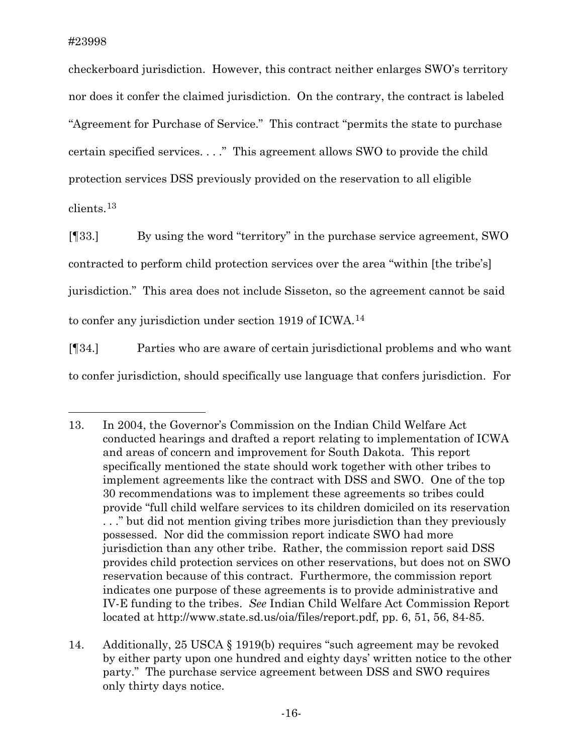checkerboard jurisdiction. However, this contract neither enlarges SWO's territory nor does it confer the claimed jurisdiction. On the contrary, the contract is labeled "Agreement for Purchase of Service." This contract "permits the state to purchase certain specified services. . . ." This agreement allows SWO to provide the child protection services DSS previously provided on the reservation to all eligible clients.[13]

[¶33.] By using the word "territory" in the purchase service agreement, SWO contracted to perform child protection services over the area "within [the tribe's] jurisdiction." This area does not include Sisseton, so the agreement cannot be said to confer any jurisdiction under section 1919 of ICWA.[14]

[¶34.] Parties who are aware of certain jurisdictional problems and who want to confer jurisdiction, should specifically use language that confers jurisdiction. For

---

13. In 2004, the Governor's Commission on the Indian Child Welfare Act conducted hearings and drafted a report relating to implementation of ICWA and areas of concern and improvement for South Dakota. This report specifically mentioned the state should work together with other tribes to implement agreements like the contract with DSS and SWO. One of the top 30 recommendations was to implement these agreements so tribes could provide "full child welfare services to its children domiciled on its reservation . . ." but did not mention giving tribes more jurisdiction than they previously possessed. Nor did the commission report indicate SWO had more jurisdiction than any other tribe. Rather, the commission report said DSS provides child protection services on other reservations, but does not on SWO reservation because of this contract. Furthermore, the commission report indicates one purpose of these agreements is to provide administrative and IV-E funding to the tribes. *See* Indian Child Welfare Act Commission Report located at http://www.state.sd.us/oia/files/report.pdf, pp. 6, 51, 56, 84-85.

14. Additionally, 25 USCA § 1919(b) requires "such agreement may be revoked by either party upon one hundred and eighty days' written notice to the other party." The purchase service agreement between DSS and SWO requires only thirty days notice.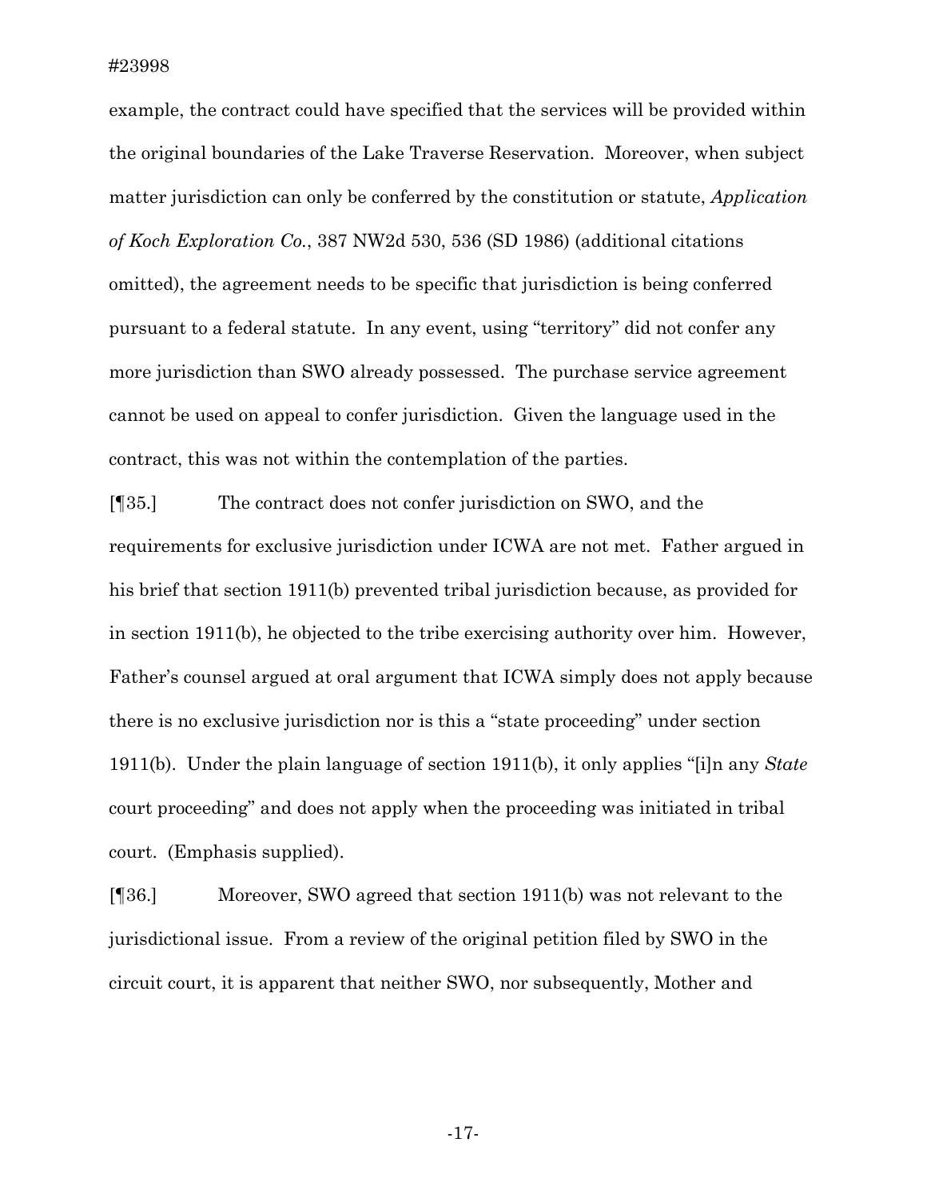example, the contract could have specified that the services will be provided within the original boundaries of the Lake Traverse Reservation. Moreover, when subject matter jurisdiction can only be conferred by the constitution or statute, *Application of Koch Exploration Co.*, 387 NW2d 530, 536 (SD 1986) (additional citations omitted), the agreement needs to be specific that jurisdiction is being conferred pursuant to a federal statute. In any event, using "territory" did not confer any more jurisdiction than SWO already possessed. The purchase service agreement cannot be used on appeal to confer jurisdiction. Given the language used in the contract, this was not within the contemplation of the parties.

[¶35.] The contract does not confer jurisdiction on SWO, and the requirements for exclusive jurisdiction under ICWA are not met. Father argued in his brief that section 1911(b) prevented tribal jurisdiction because, as provided for in section 1911(b), he objected to the tribe exercising authority over him. However, Father's counsel argued at oral argument that ICWA simply does not apply because there is no exclusive jurisdiction nor is this a "state proceeding" under section 1911(b). Under the plain language of section 1911(b), it only applies "[i]n any *State* court proceeding" and does not apply when the proceeding was initiated in tribal court. (Emphasis supplied).

[¶36.] Moreover, SWO agreed that section 1911(b) was not relevant to the jurisdictional issue. From a review of the original petition filed by SWO in the circuit court, it is apparent that neither SWO, nor subsequently, Mother and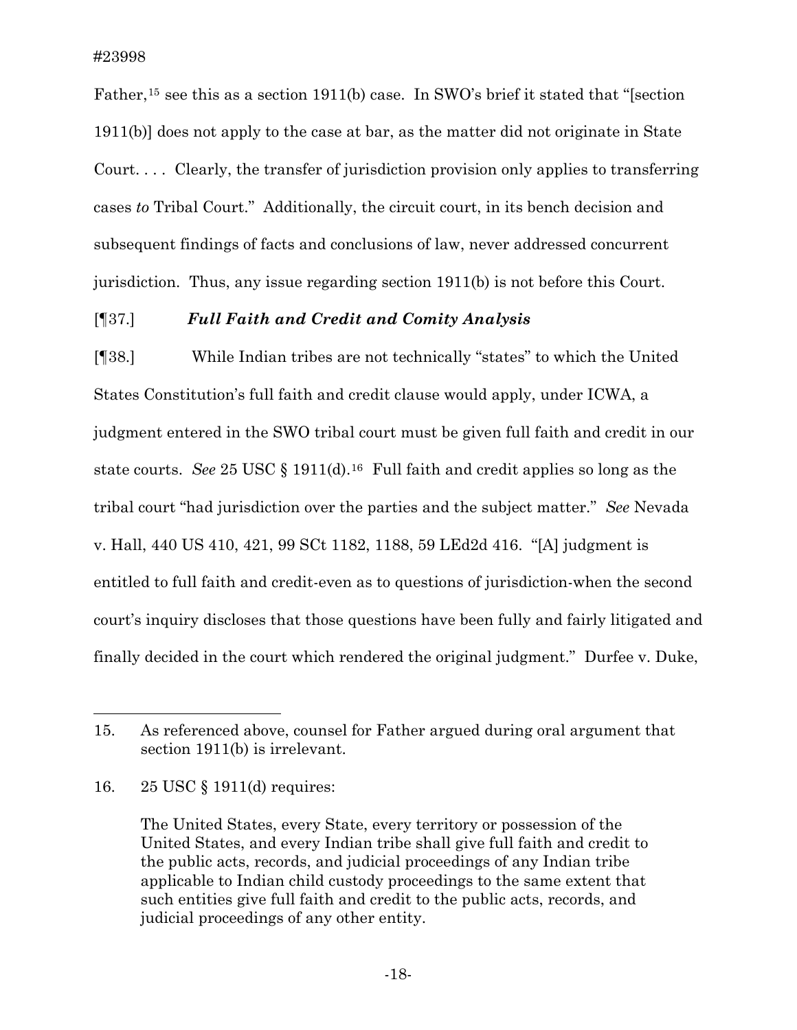Father,[15] see this as a section 1911(b) case. In SWO's brief it stated that "[section 1911(b)] does not apply to the case at bar, as the matter did not originate in State Court. . . . Clearly, the transfer of jurisdiction provision only applies to transferring cases *to* Tribal Court." Additionally, the circuit court, in its bench decision and subsequent findings of facts and conclusions of law, never addressed concurrent jurisdiction. Thus, any issue regarding section 1911(b) is not before this Court.

[¶37.] ***Full Faith and Credit and Comity Analysis***

[¶38.] While Indian tribes are not technically "states" to which the United States Constitution's full faith and credit clause would apply, under ICWA, a judgment entered in the SWO tribal court must be given full faith and credit in our state courts. *See* 25 USC § 1911(d).[16] Full faith and credit applies so long as the tribal court "had jurisdiction over the parties and the subject matter." *See* Nevada v. Hall, 440 US 410, 421, 99 SCt 1182, 1188, 59 LEd2d 416. "[A] judgment is entitled to full faith and credit-even as to questions of jurisdiction-when the second court's inquiry discloses that those questions have been fully and fairly litigated and finally decided in the court which rendered the original judgment." Durfee v. Duke,

---

15. As referenced above, counsel for Father argued during oral argument that section 1911(b) is irrelevant.

16. 25 USC § 1911(d) requires:

> The United States, every State, every territory or possession of the United States, and every Indian tribe shall give full faith and credit to the public acts, records, and judicial proceedings of any Indian tribe applicable to Indian child custody proceedings to the same extent that such entities give full faith and credit to the public acts, records, and judicial proceedings of any other entity.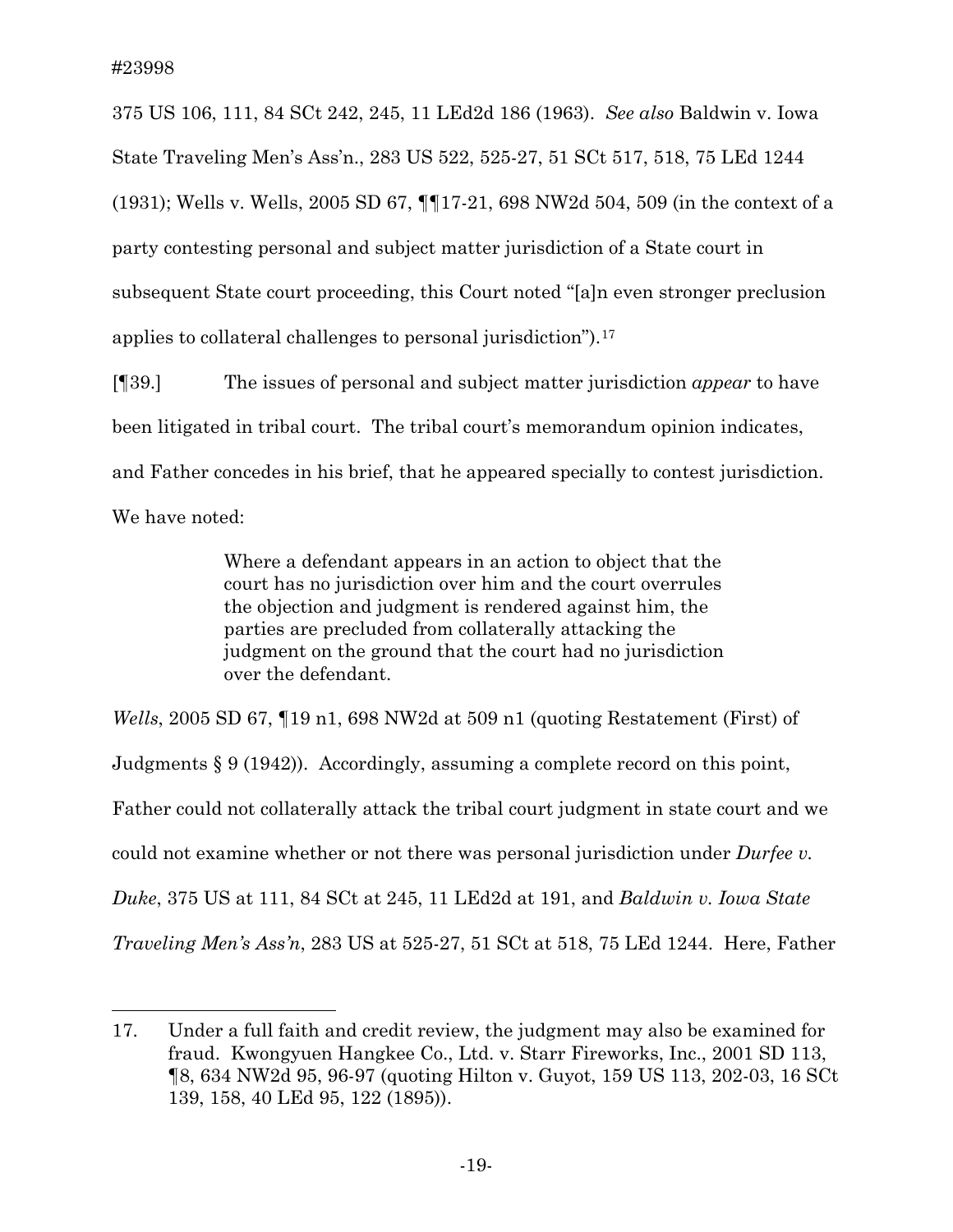375 US 106, 111, 84 SCt 242, 245, 11 LEd2d 186 (1963). *See also* Baldwin v. Iowa State Traveling Men's Ass'n., 283 US 522, 525-27, 51 SCt 517, 518, 75 LEd 1244 (1931); Wells v. Wells, 2005 SD 67, ¶¶17-21, 698 NW2d 504, 509 (in the context of a party contesting personal and subject matter jurisdiction of a State court in subsequent State court proceeding, this Court noted "[a]n even stronger preclusion applies to collateral challenges to personal jurisdiction").[17]

[¶39.] The issues of personal and subject matter jurisdiction *appear* to have been litigated in tribal court. The tribal court's memorandum opinion indicates, and Father concedes in his brief, that he appeared specially to contest jurisdiction. We have noted:

> Where a defendant appears in an action to object that the court has no jurisdiction over him and the court overrules the objection and judgment is rendered against him, the parties are precluded from collaterally attacking the judgment on the ground that the court had no jurisdiction over the defendant.

*Wells*, 2005 SD 67, ¶19 n1, 698 NW2d at 509 n1 (quoting Restatement (First) of Judgments § 9 (1942)). Accordingly, assuming a complete record on this point, Father could not collaterally attack the tribal court judgment in state court and we could not examine whether or not there was personal jurisdiction under *Durfee v. Duke*, 375 US at 111, 84 SCt at 245, 11 LEd2d at 191, and *Baldwin v. Iowa State Traveling Men's Ass'n*, 283 US at 525-27, 51 SCt at 518, 75 LEd 1244. Here, Father

---

17. Under a full faith and credit review, the judgment may also be examined for fraud. Kwongyuen Hangkee Co., Ltd. v. Starr Fireworks, Inc., 2001 SD 113, ¶8, 634 NW2d 95, 96-97 (quoting Hilton v. Guyot, 159 US 113, 202-03, 16 SCt 139, 158, 40 LEd 95, 122 (1895)).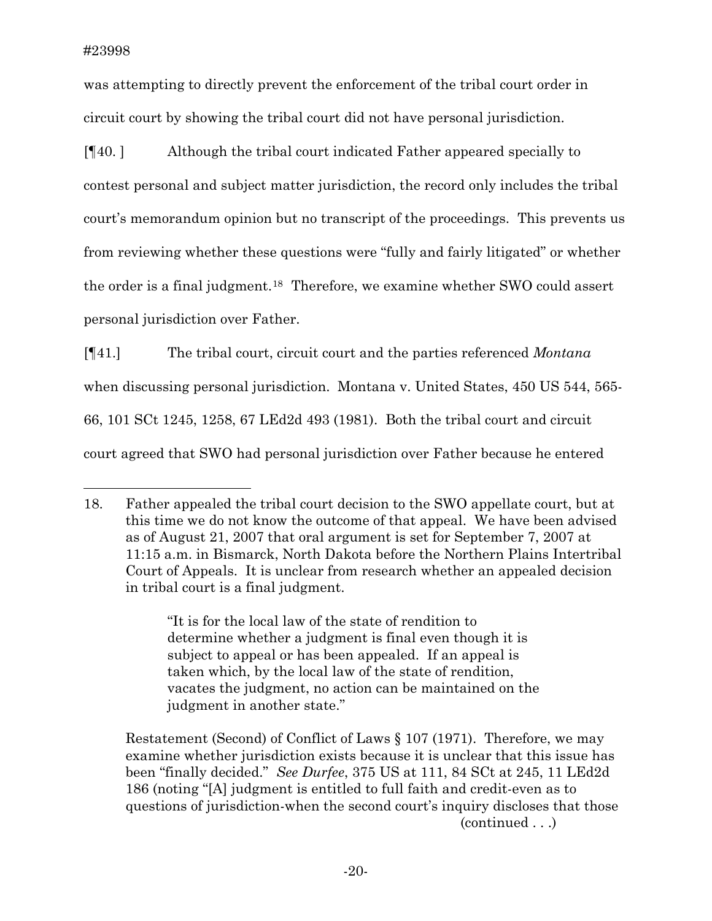was attempting to directly prevent the enforcement of the tribal court order in circuit court by showing the tribal court did not have personal jurisdiction.

[¶40. ] Although the tribal court indicated Father appeared specially to contest personal and subject matter jurisdiction, the record only includes the tribal court's memorandum opinion but no transcript of the proceedings. This prevents us from reviewing whether these questions were "fully and fairly litigated" or whether the order is a final judgment.[18] Therefore, we examine whether SWO could assert personal jurisdiction over Father.

[¶41.] The tribal court, circuit court and the parties referenced *Montana* when discussing personal jurisdiction. Montana v. United States, 450 US 544, 565-66, 101 SCt 1245, 1258, 67 LEd2d 493 (1981). Both the tribal court and circuit court agreed that SWO had personal jurisdiction over Father because he entered

---

18. Father appealed the tribal court decision to the SWO appellate court, but at this time we do not know the outcome of that appeal. We have been advised as of August 21, 2007 that oral argument is set for September 7, 2007 at 11:15 a.m. in Bismarck, North Dakota before the Northern Plains Intertribal Court of Appeals. It is unclear from research whether an appealed decision in tribal court is a final judgment.

> "It is for the local law of the state of rendition to determine whether a judgment is final even though it is subject to appeal or has been appealed. If an appeal is taken which, by the local law of the state of rendition, vacates the judgment, no action can be maintained on the judgment in another state."

Restatement (Second) of Conflict of Laws § 107 (1971). Therefore, we may examine whether jurisdiction exists because it is unclear that this issue has been "finally decided." *See Durfee*, 375 US at 111, 84 SCt at 245, 11 LEd2d 186 (noting "[A] judgment is entitled to full faith and credit-even as to questions of jurisdiction-when the second court's inquiry discloses that those

(continued . . .)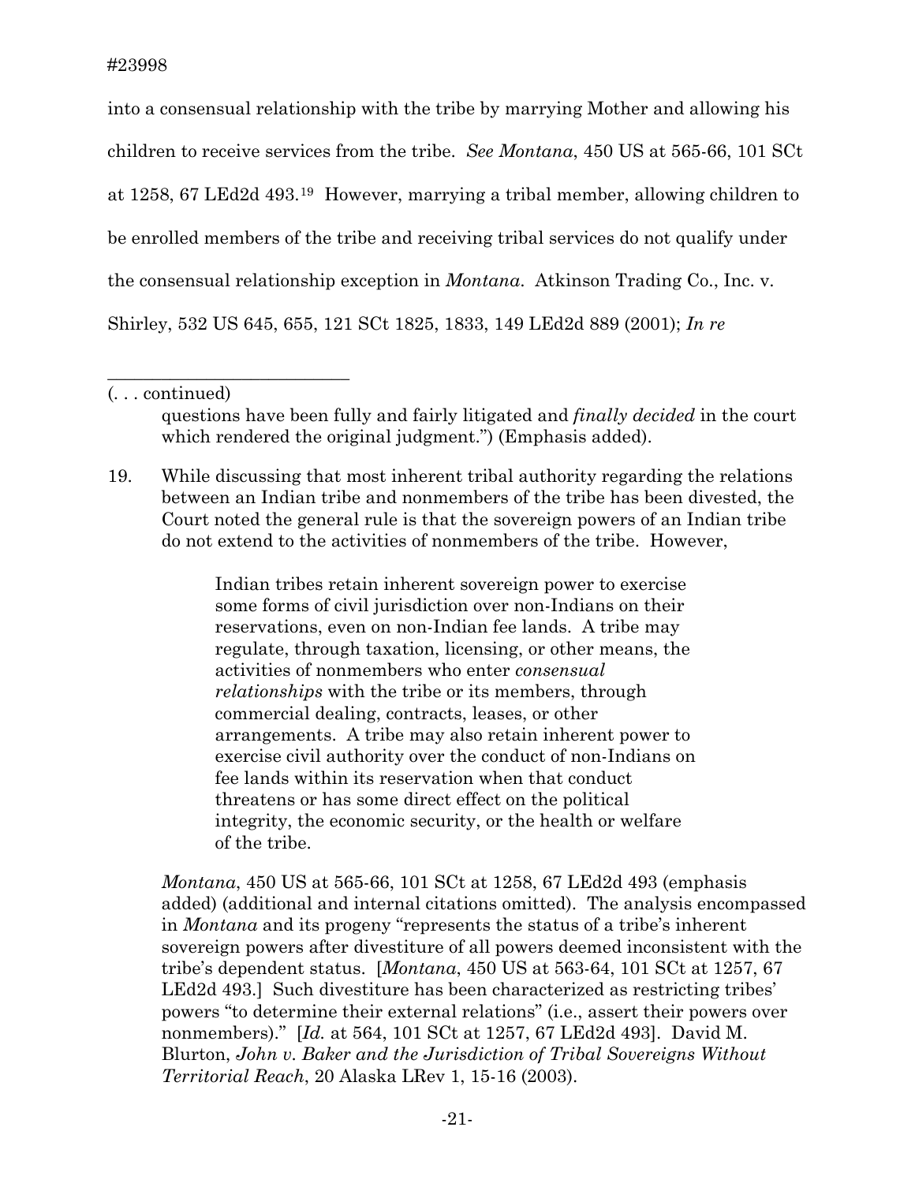into a consensual relationship with the tribe by marrying Mother and allowing his children to receive services from the tribe. *See Montana*, 450 US at 565-66, 101 SCt at 1258, 67 LEd2d 493.[19] However, marrying a tribal member, allowing children to be enrolled members of the tribe and receiving tribal services do not qualify under the consensual relationship exception in *Montana*. Atkinson Trading Co., Inc. v. Shirley, 532 US 645, 655, 121 SCt 1825, 1833, 149 LEd2d 889 (2001); *In re*

---

(. . . continued)

questions have been fully and fairly litigated and *finally decided* in the court which rendered the original judgment.") (Emphasis added).

19. While discussing that most inherent tribal authority regarding the relations between an Indian tribe and nonmembers of the tribe has been divested, the Court noted the general rule is that the sovereign powers of an Indian tribe do not extend to the activities of nonmembers of the tribe. However,

> Indian tribes retain inherent sovereign power to exercise some forms of civil jurisdiction over non-Indians on their reservations, even on non-Indian fee lands. A tribe may regulate, through taxation, licensing, or other means, the activities of nonmembers who enter *consensual relationships* with the tribe or its members, through commercial dealing, contracts, leases, or other arrangements. A tribe may also retain inherent power to exercise civil authority over the conduct of non-Indians on fee lands within its reservation when that conduct threatens or has some direct effect on the political integrity, the economic security, or the health or welfare of the tribe.

*Montana*, 450 US at 565-66, 101 SCt at 1258, 67 LEd2d 493 (emphasis added) (additional and internal citations omitted). The analysis encompassed in *Montana* and its progeny "represents the status of a tribe's inherent sovereign powers after divestiture of all powers deemed inconsistent with the tribe's dependent status. [*Montana*, 450 US at 563-64, 101 SCt at 1257, 67 LEd2d 493.] Such divestiture has been characterized as restricting tribes' powers "to determine their external relations" (i.e., assert their powers over nonmembers)." [*Id.* at 564, 101 SCt at 1257, 67 LEd2d 493]. David M. Blurton, *John v. Baker and the Jurisdiction of Tribal Sovereigns Without Territorial Reach*, 20 Alaska LRev 1, 15-16 (2003).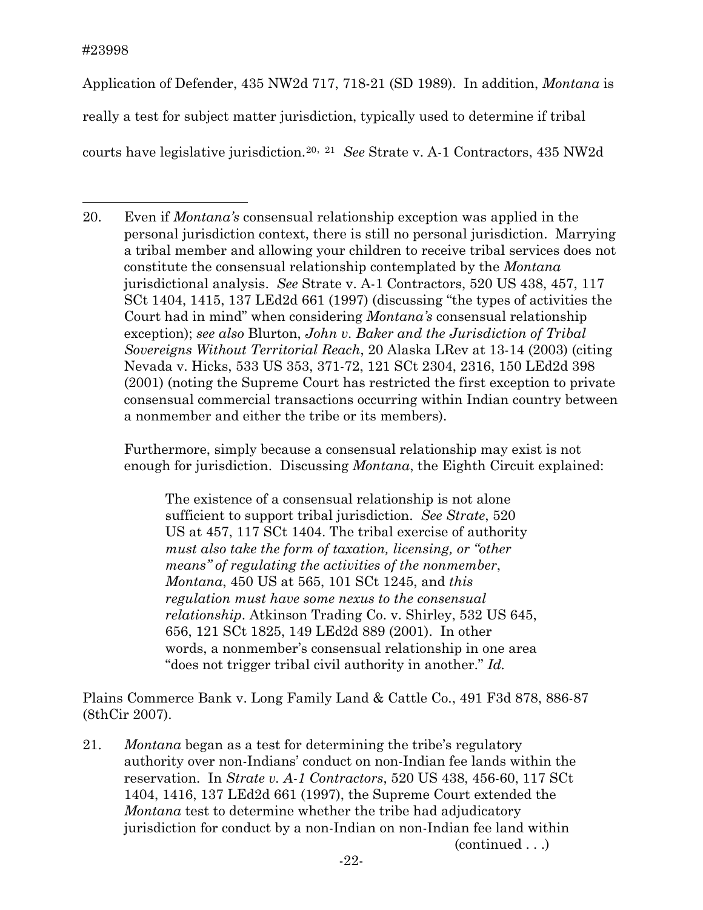Application of Defender, 435 NW2d 717, 718-21 (SD 1989). In addition, *Montana* is really a test for subject matter jurisdiction, typically used to determine if tribal courts have legislative jurisdiction.[20, 21] *See* Strate v. A-1 Contractors, 435 NW2d

---

20. Even if *Montana's* consensual relationship exception was applied in the personal jurisdiction context, there is still no personal jurisdiction. Marrying a tribal member and allowing your children to receive tribal services does not constitute the consensual relationship contemplated by the *Montana* jurisdictional analysis. *See* Strate v. A-1 Contractors, 520 US 438, 457, 117 SCt 1404, 1415, 137 LEd2d 661 (1997) (discussing "the types of activities the Court had in mind" when considering *Montana's* consensual relationship exception); *see also* Blurton, *John v. Baker and the Jurisdiction of Tribal Sovereigns Without Territorial Reach*, 20 Alaska LRev at 13-14 (2003) (citing Nevada v. Hicks, 533 US 353, 371-72, 121 SCt 2304, 2316, 150 LEd2d 398 (2001) (noting the Supreme Court has restricted the first exception to private consensual commercial transactions occurring within Indian country between a nonmember and either the tribe or its members).

    Furthermore, simply because a consensual relationship may exist is not enough for jurisdiction. Discussing *Montana*, the Eighth Circuit explained:

    > The existence of a consensual relationship is not alone sufficient to support tribal jurisdiction. *See Strate*, 520 US at 457, 117 SCt 1404. The tribal exercise of authority *must also take the form of taxation, licensing, or "other means" of regulating the activities of the nonmember*, *Montana*, 450 US at 565, 101 SCt 1245, and *this regulation must have some nexus to the consensual relationship*. Atkinson Trading Co. v. Shirley, 532 US 645, 656, 121 SCt 1825, 149 LEd2d 889 (2001). In other words, a nonmember's consensual relationship in one area "does not trigger tribal civil authority in another." *Id.*

    Plains Commerce Bank v. Long Family Land & Cattle Co., 491 F3d 878, 886-87 (8thCir 2007).

21. *Montana* began as a test for determining the tribe's regulatory authority over non-Indians' conduct on non-Indian fee lands within the reservation. In *Strate v. A-1 Contractors*, 520 US 438, 456-60, 117 SCt 1404, 1416, 137 LEd2d 661 (1997), the Supreme Court extended the *Montana* test to determine whether the tribe had adjudicatory jurisdiction for conduct by a non-Indian on non-Indian fee land within (continued . . .)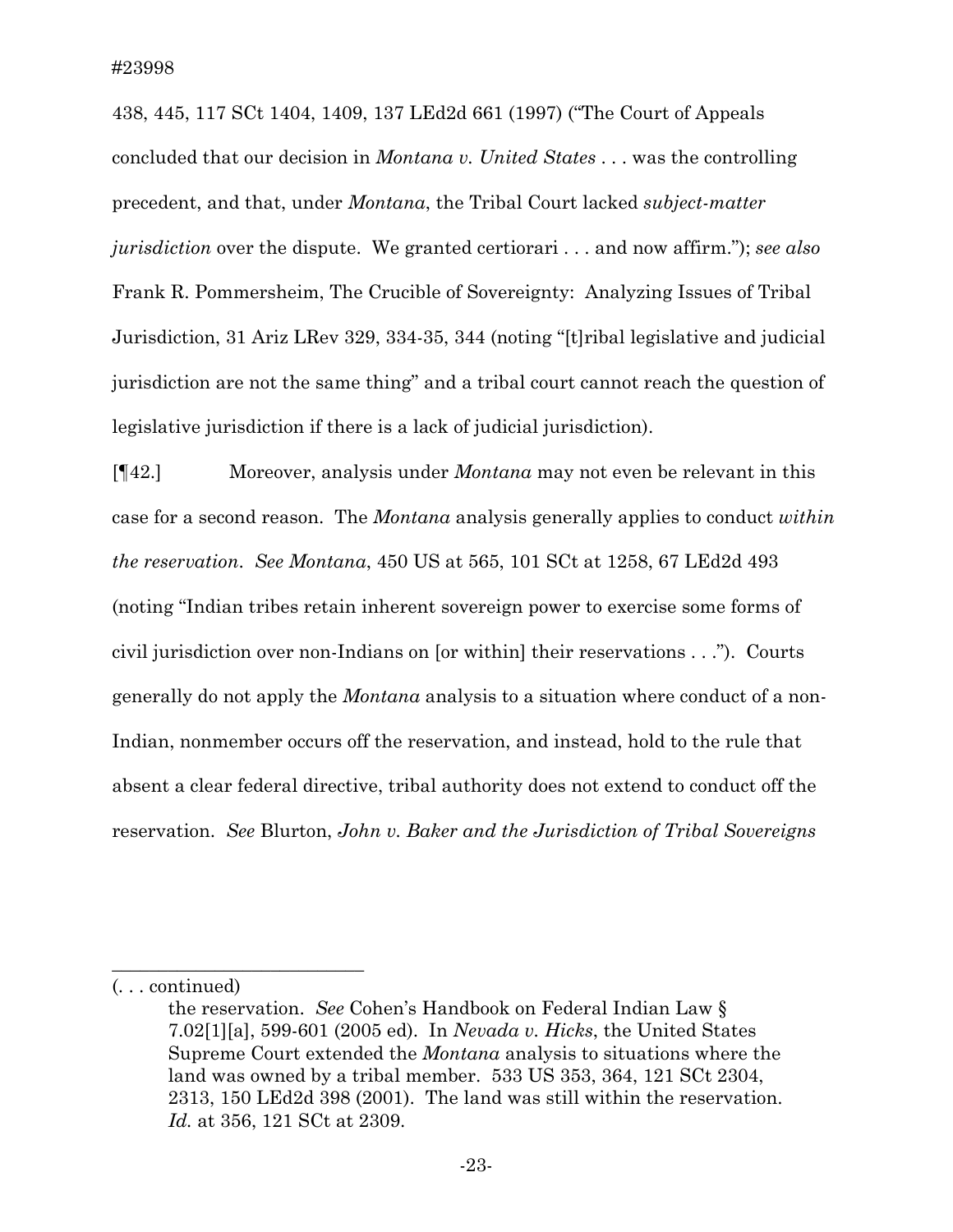438, 445, 117 SCt 1404, 1409, 137 LEd2d 661 (1997) ("The Court of Appeals concluded that our decision in *Montana v. United States* . . . was the controlling precedent, and that, under *Montana*, the Tribal Court lacked *subject-matter jurisdiction* over the dispute. We granted certiorari . . . and now affirm."); *see also* Frank R. Pommersheim, The Crucible of Sovereignty: Analyzing Issues of Tribal Jurisdiction, 31 Ariz LRev 329, 334-35, 344 (noting "[t]ribal legislative and judicial jurisdiction are not the same thing" and a tribal court cannot reach the question of legislative jurisdiction if there is a lack of judicial jurisdiction).

[¶42.] Moreover, analysis under *Montana* may not even be relevant in this case for a second reason. The *Montana* analysis generally applies to conduct *within the reservation*. *See Montana*, 450 US at 565, 101 SCt at 1258, 67 LEd2d 493 (noting "Indian tribes retain inherent sovereign power to exercise some forms of civil jurisdiction over non-Indians on [or within] their reservations . . ."). Courts generally do not apply the *Montana* analysis to a situation where conduct of a non-Indian, nonmember occurs off the reservation, and instead, hold to the rule that absent a clear federal directive, tribal authority does not extend to conduct off the reservation. *See* Blurton, *John v. Baker and the Jurisdiction of Tribal Sovereigns*

---

(. . . continued)

the reservation. *See* Cohen's Handbook on Federal Indian Law § 7.02[1][a], 599-601 (2005 ed). In *Nevada v. Hicks*, the United States Supreme Court extended the *Montana* analysis to situations where the land was owned by a tribal member. 533 US 353, 364, 121 SCt 2304, 2313, 150 LEd2d 398 (2001). The land was still within the reservation. *Id.* at 356, 121 SCt at 2309.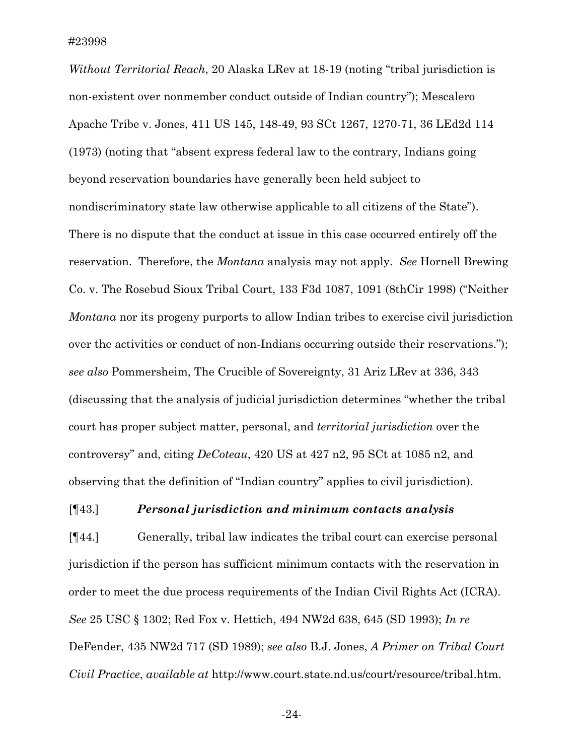*Without Territorial Reach*, 20 Alaska LRev at 18-19 (noting "tribal jurisdiction is non-existent over nonmember conduct outside of Indian country"); Mescalero Apache Tribe v. Jones, 411 US 145, 148-49, 93 SCt 1267, 1270-71, 36 LEd2d 114 (1973) (noting that "absent express federal law to the contrary, Indians going beyond reservation boundaries have generally been held subject to nondiscriminatory state law otherwise applicable to all citizens of the State"). There is no dispute that the conduct at issue in this case occurred entirely off the reservation. Therefore, the *Montana* analysis may not apply. *See* Hornell Brewing Co. v. The Rosebud Sioux Tribal Court, 133 F3d 1087, 1091 (8thCir 1998) ("Neither *Montana* nor its progeny purports to allow Indian tribes to exercise civil jurisdiction over the activities or conduct of non-Indians occurring outside their reservations."); *see also* Pommersheim, The Crucible of Sovereignty, 31 Ariz LRev at 336, 343 (discussing that the analysis of judicial jurisdiction determines "whether the tribal court has proper subject matter, personal, and *territorial jurisdiction* over the controversy" and, citing *DeCoteau*, 420 US at 427 n2, 95 SCt at 1085 n2, and observing that the definition of "Indian country" applies to civil jurisdiction).

[¶43.] ***Personal jurisdiction and minimum contacts analysis***

[¶44.] Generally, tribal law indicates the tribal court can exercise personal jurisdiction if the person has sufficient minimum contacts with the reservation in order to meet the due process requirements of the Indian Civil Rights Act (ICRA). *See* 25 USC § 1302; Red Fox v. Hettich, 494 NW2d 638, 645 (SD 1993); *In re* DeFender, 435 NW2d 717 (SD 1989); *see also* B.J. Jones, *A Primer on Tribal Court Civil Practice*, *available at* http://www.court.state.nd.us/court/resource/tribal.htm.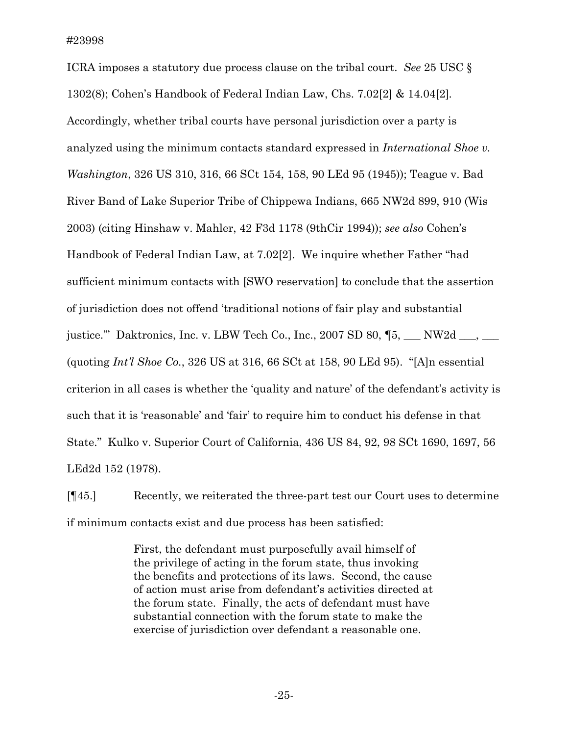ICRA imposes a statutory due process clause on the tribal court. *See* 25 USC § 1302(8); Cohen's Handbook of Federal Indian Law, Chs. 7.02[2] & 14.04[2]. Accordingly, whether tribal courts have personal jurisdiction over a party is analyzed using the minimum contacts standard expressed in *International Shoe v. Washington*, 326 US 310, 316, 66 SCt 154, 158, 90 LEd 95 (1945)); Teague v. Bad River Band of Lake Superior Tribe of Chippewa Indians, 665 NW2d 899, 910 (Wis 2003) (citing Hinshaw v. Mahler, 42 F3d 1178 (9thCir 1994)); *see also* Cohen's Handbook of Federal Indian Law, at 7.02[2]. We inquire whether Father "had sufficient minimum contacts with [SWO reservation] to conclude that the assertion of jurisdiction does not offend 'traditional notions of fair play and substantial justice.'" Daktronics, Inc. v. LBW Tech Co., Inc., 2007 SD 80, ¶5, ___ NW2d ___, ___ (quoting *Int'l Shoe Co.*, 326 US at 316, 66 SCt at 158, 90 LEd 95). "[A]n essential criterion in all cases is whether the 'quality and nature' of the defendant's activity is such that it is 'reasonable' and 'fair' to require him to conduct his defense in that State." Kulko v. Superior Court of California, 436 US 84, 92, 98 SCt 1690, 1697, 56 LEd2d 152 (1978).

[¶45.] Recently, we reiterated the three-part test our Court uses to determine if minimum contacts exist and due process has been satisfied:

> First, the defendant must purposefully avail himself of the privilege of acting in the forum state, thus invoking the benefits and protections of its laws. Second, the cause of action must arise from defendant's activities directed at the forum state. Finally, the acts of defendant must have substantial connection with the forum state to make the exercise of jurisdiction over defendant a reasonable one.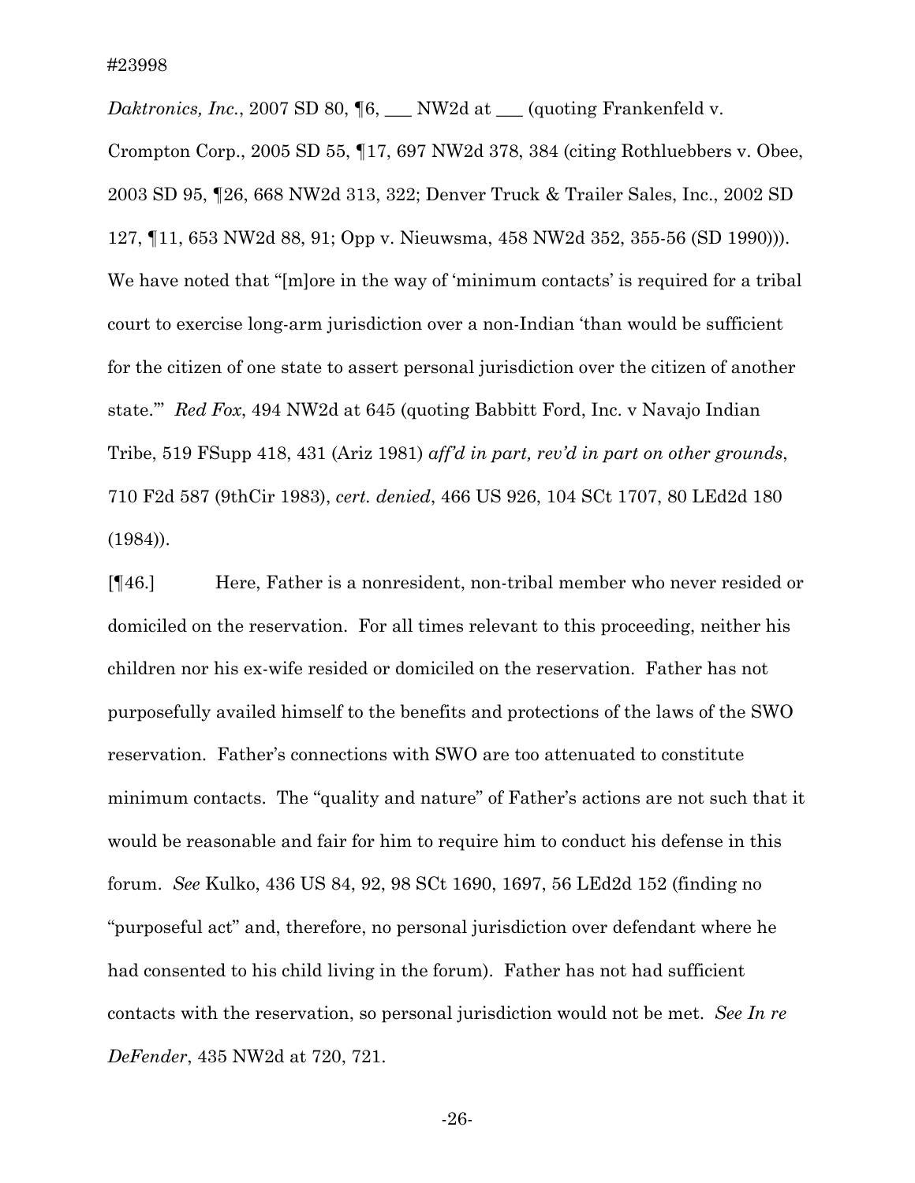*Daktronics, Inc.*, 2007 SD 80, ¶6, ___ NW2d at ___ (quoting Frankenfeld v. Crompton Corp., 2005 SD 55, ¶17, 697 NW2d 378, 384 (citing Rothluebbers v. Obee, 2003 SD 95, ¶26, 668 NW2d 313, 322; Denver Truck & Trailer Sales, Inc., 2002 SD 127, ¶11, 653 NW2d 88, 91; Opp v. Nieuwsma, 458 NW2d 352, 355-56 (SD 1990))). We have noted that "[m]ore in the way of 'minimum contacts' is required for a tribal court to exercise long-arm jurisdiction over a non-Indian 'than would be sufficient for the citizen of one state to assert personal jurisdiction over the citizen of another state.'" *Red Fox*, 494 NW2d at 645 (quoting Babbitt Ford, Inc. v Navajo Indian Tribe, 519 FSupp 418, 431 (Ariz 1981) *aff'd in part, rev'd in part on other grounds*, 710 F2d 587 (9thCir 1983), *cert. denied*, 466 US 926, 104 SCt 1707, 80 LEd2d 180 (1984)).

[¶46.] Here, Father is a nonresident, non-tribal member who never resided or domiciled on the reservation. For all times relevant to this proceeding, neither his children nor his ex-wife resided or domiciled on the reservation. Father has not purposefully availed himself to the benefits and protections of the laws of the SWO reservation. Father's connections with SWO are too attenuated to constitute minimum contacts. The "quality and nature" of Father's actions are not such that it would be reasonable and fair for him to require him to conduct his defense in this forum. *See* Kulko, 436 US 84, 92, 98 SCt 1690, 1697, 56 LEd2d 152 (finding no "purposeful act" and, therefore, no personal jurisdiction over defendant where he had consented to his child living in the forum). Father has not had sufficient contacts with the reservation, so personal jurisdiction would not be met. *See In re DeFender*, 435 NW2d at 720, 721.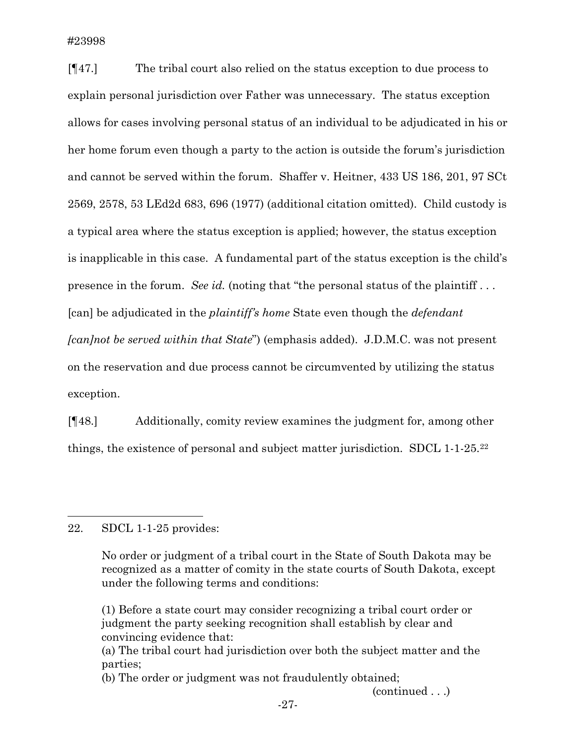[¶47.] The tribal court also relied on the status exception to due process to explain personal jurisdiction over Father was unnecessary. The status exception allows for cases involving personal status of an individual to be adjudicated in his or her home forum even though a party to the action is outside the forum's jurisdiction and cannot be served within the forum. Shaffer v. Heitner, 433 US 186, 201, 97 SCt 2569, 2578, 53 LEd2d 683, 696 (1977) (additional citation omitted). Child custody is a typical area where the status exception is applied; however, the status exception is inapplicable in this case. A fundamental part of the status exception is the child's presence in the forum. *See id.* (noting that "the personal status of the plaintiff . . . [can] be adjudicated in the *plaintiff's home* State even though the *defendant [can]not be served within that State*") (emphasis added). J.D.M.C. was not present on the reservation and due process cannot be circumvented by utilizing the status exception.

[¶48.] Additionally, comity review examines the judgment for, among other things, the existence of personal and subject matter jurisdiction. SDCL 1-1-25.[22]

---

22. SDCL 1-1-25 provides:

> No order or judgment of a tribal court in the State of South Dakota may be recognized as a matter of comity in the state courts of South Dakota, except under the following terms and conditions:
>
> (1) Before a state court may consider recognizing a tribal court order or judgment the party seeking recognition shall establish by clear and convincing evidence that:
> (a) The tribal court had jurisdiction over both the subject matter and the parties;
> (b) The order or judgment was not fraudulently obtained;

(continued . . .)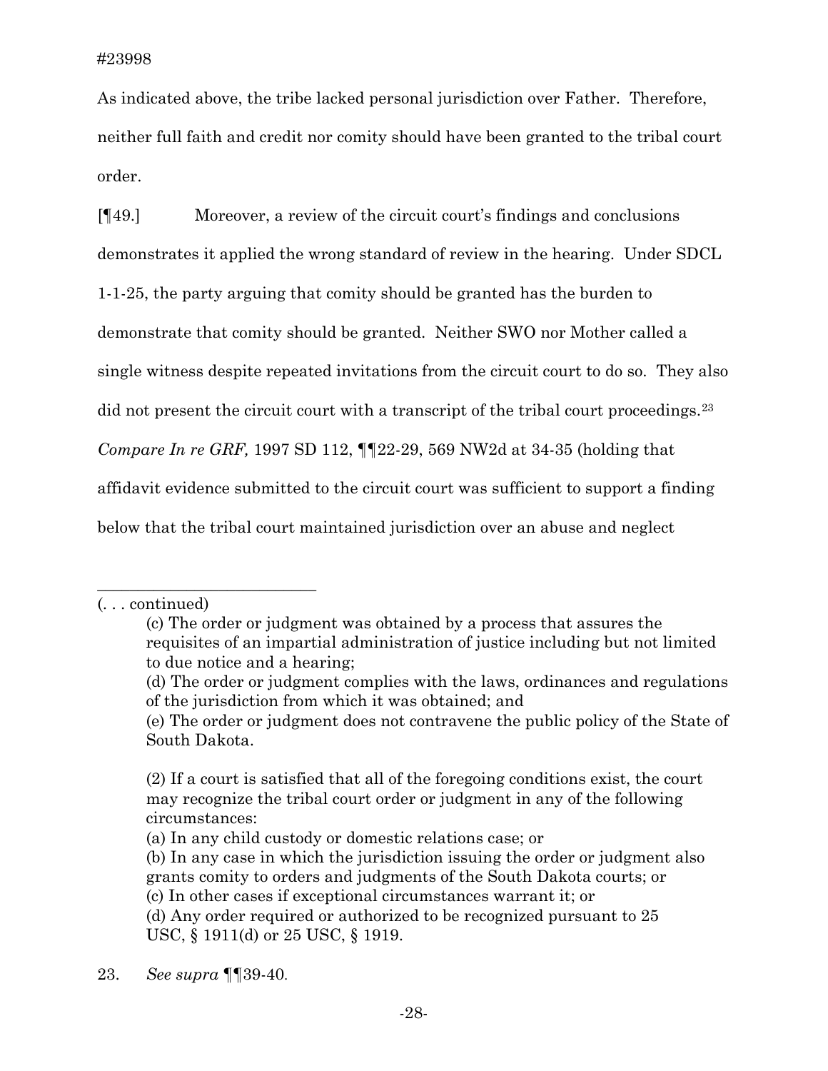As indicated above, the tribe lacked personal jurisdiction over Father. Therefore, neither full faith and credit nor comity should have been granted to the tribal court order.

[¶49.] Moreover, a review of the circuit court's findings and conclusions demonstrates it applied the wrong standard of review in the hearing. Under SDCL 1-1-25, the party arguing that comity should be granted has the burden to demonstrate that comity should be granted. Neither SWO nor Mother called a single witness despite repeated invitations from the circuit court to do so. They also did not present the circuit court with a transcript of the tribal court proceedings.[23] *Compare In re GRF,* 1997 SD 112, ¶¶22-29, 569 NW2d at 34-35 (holding that affidavit evidence submitted to the circuit court was sufficient to support a finding below that the tribal court maintained jurisdiction over an abuse and neglect

---

(. . . continued)

> (c) The order or judgment was obtained by a process that assures the requisites of an impartial administration of justice including but not limited to due notice and a hearing;
>
> (d) The order or judgment complies with the laws, ordinances and regulations of the jurisdiction from which it was obtained; and
>
> (e) The order or judgment does not contravene the public policy of the State of South Dakota.
>
> (2) If a court is satisfied that all of the foregoing conditions exist, the court may recognize the tribal court order or judgment in any of the following circumstances:
>
> (a) In any child custody or domestic relations case; or
>
> (b) In any case in which the jurisdiction issuing the order or judgment also grants comity to orders and judgments of the South Dakota courts; or
>
> (c) In other cases if exceptional circumstances warrant it; or
>
> (d) Any order required or authorized to be recognized pursuant to 25 USC, § 1911(d) or 25 USC, § 1919.

23. *See supra* ¶¶39-40.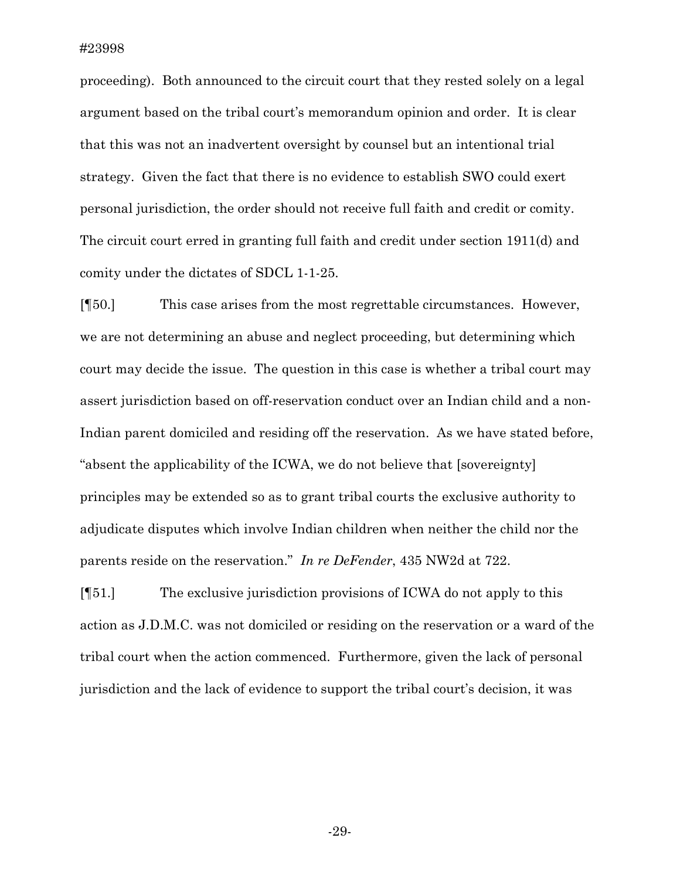proceeding). Both announced to the circuit court that they rested solely on a legal argument based on the tribal court's memorandum opinion and order. It is clear that this was not an inadvertent oversight by counsel but an intentional trial strategy. Given the fact that there is no evidence to establish SWO could exert personal jurisdiction, the order should not receive full faith and credit or comity. The circuit court erred in granting full faith and credit under section 1911(d) and comity under the dictates of SDCL 1-1-25.

[¶50.] This case arises from the most regrettable circumstances. However, we are not determining an abuse and neglect proceeding, but determining which court may decide the issue. The question in this case is whether a tribal court may assert jurisdiction based on off-reservation conduct over an Indian child and a non-Indian parent domiciled and residing off the reservation. As we have stated before, "absent the applicability of the ICWA, we do not believe that [sovereignty] principles may be extended so as to grant tribal courts the exclusive authority to adjudicate disputes which involve Indian children when neither the child nor the parents reside on the reservation." *In re DeFender*, 435 NW2d at 722.

[¶51.] The exclusive jurisdiction provisions of ICWA do not apply to this action as J.D.M.C. was not domiciled or residing on the reservation or a ward of the tribal court when the action commenced. Furthermore, given the lack of personal jurisdiction and the lack of evidence to support the tribal court's decision, it was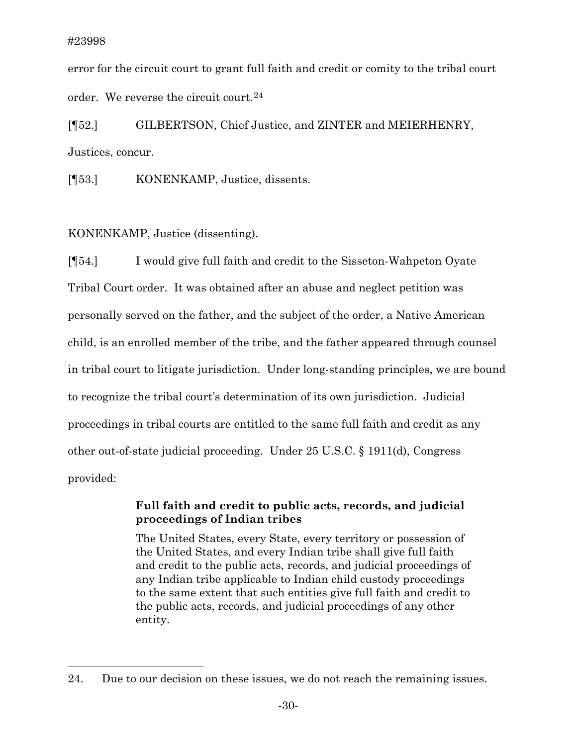error for the circuit court to grant full faith and credit or comity to the tribal court order. We reverse the circuit court.[24]

[¶52.] GILBERTSON, Chief Justice, and ZINTER and MEIERHENRY, Justices, concur.

[¶53.] KONENKAMP, Justice, dissents.

KONENKAMP, Justice (dissenting).

[¶54.] I would give full faith and credit to the Sisseton-Wahpeton Oyate Tribal Court order. It was obtained after an abuse and neglect petition was personally served on the father, and the subject of the order, a Native American child, is an enrolled member of the tribe, and the father appeared through counsel in tribal court to litigate jurisdiction. Under long-standing principles, we are bound to recognize the tribal court's determination of its own jurisdiction. Judicial proceedings in tribal courts are entitled to the same full faith and credit as any other out-of-state judicial proceeding. Under 25 U.S.C. § 1911(d), Congress provided:

> **Full faith and credit to public acts, records, and judicial proceedings of Indian tribes**
>
> The United States, every State, every territory or possession of the United States, and every Indian tribe shall give full faith and credit to the public acts, records, and judicial proceedings of any Indian tribe applicable to Indian child custody proceedings to the same extent that such entities give full faith and credit to the public acts, records, and judicial proceedings of any other entity.

---

24. Due to our decision on these issues, we do not reach the remaining issues.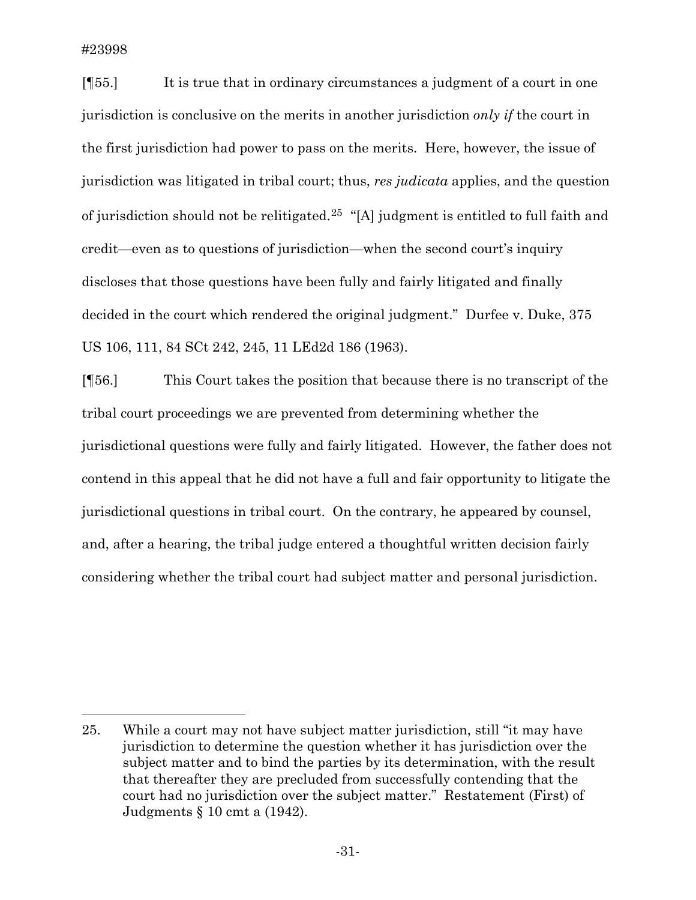[¶55.] It is true that in ordinary circumstances a judgment of a court in one jurisdiction is conclusive on the merits in another jurisdiction *only if* the court in the first jurisdiction had power to pass on the merits. Here, however, the issue of jurisdiction was litigated in tribal court; thus, *res judicata* applies, and the question of jurisdiction should not be relitigated.[25] "[A] judgment is entitled to full faith and credit—even as to questions of jurisdiction—when the second court's inquiry discloses that those questions have been fully and fairly litigated and finally decided in the court which rendered the original judgment." Durfee v. Duke, 375 US 106, 111, 84 SCt 242, 245, 11 LEd2d 186 (1963).

[¶56.] This Court takes the position that because there is no transcript of the tribal court proceedings we are prevented from determining whether the jurisdictional questions were fully and fairly litigated. However, the father does not contend in this appeal that he did not have a full and fair opportunity to litigate the jurisdictional questions in tribal court. On the contrary, he appeared by counsel, and, after a hearing, the tribal judge entered a thoughtful written decision fairly considering whether the tribal court had subject matter and personal jurisdiction.

---

25. While a court may not have subject matter jurisdiction, still "it may have jurisdiction to determine the question whether it has jurisdiction over the subject matter and to bind the parties by its determination, with the result that thereafter they are precluded from successfully contending that the court had no jurisdiction over the subject matter." Restatement (First) of Judgments § 10 cmt a (1942).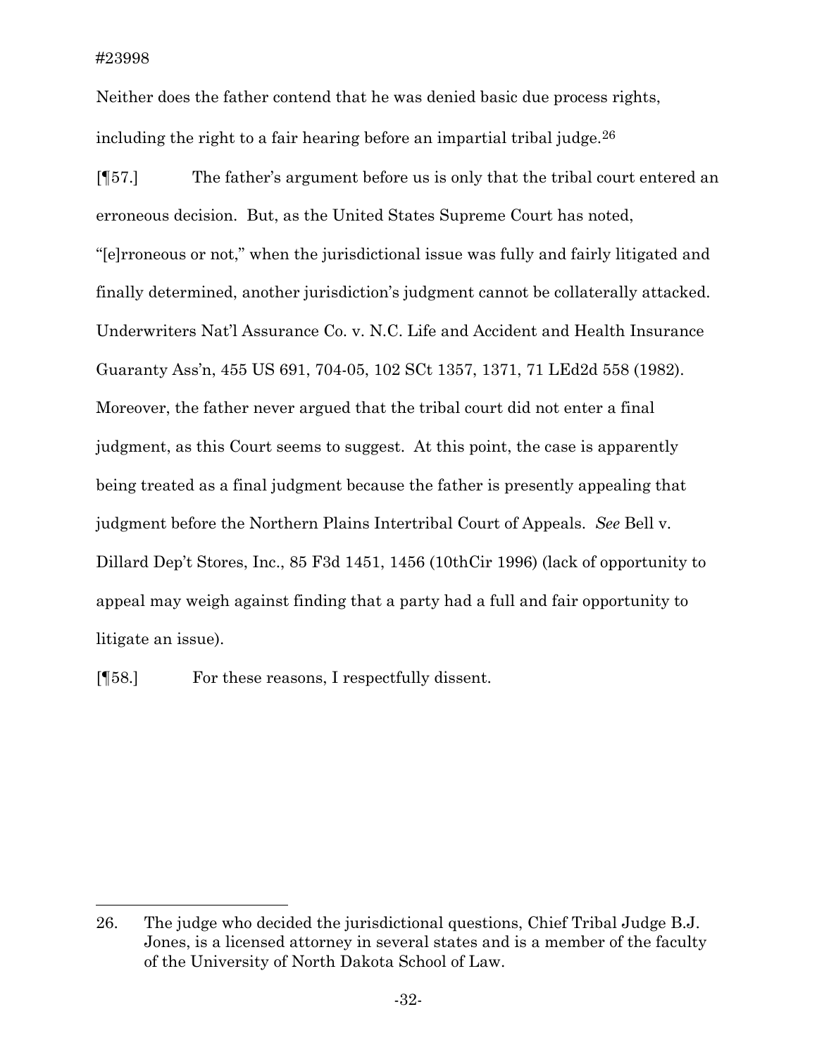Neither does the father contend that he was denied basic due process rights, including the right to a fair hearing before an impartial tribal judge.[26]

[¶57.] The father's argument before us is only that the tribal court entered an erroneous decision. But, as the United States Supreme Court has noted, "[e]rroneous or not," when the jurisdictional issue was fully and fairly litigated and finally determined, another jurisdiction's judgment cannot be collaterally attacked. Underwriters Nat'l Assurance Co. v. N.C. Life and Accident and Health Insurance Guaranty Ass'n, 455 US 691, 704-05, 102 SCt 1357, 1371, 71 LEd2d 558 (1982). Moreover, the father never argued that the tribal court did not enter a final judgment, as this Court seems to suggest. At this point, the case is apparently being treated as a final judgment because the father is presently appealing that judgment before the Northern Plains Intertribal Court of Appeals. *See* Bell v. Dillard Dep't Stores, Inc., 85 F3d 1451, 1456 (10thCir 1996) (lack of opportunity to appeal may weigh against finding that a party had a full and fair opportunity to litigate an issue).

[¶58.] For these reasons, I respectfully dissent.

---

26. The judge who decided the jurisdictional questions, Chief Tribal Judge B.J. Jones, is a licensed attorney in several states and is a member of the faculty of the University of North Dakota School of Law.